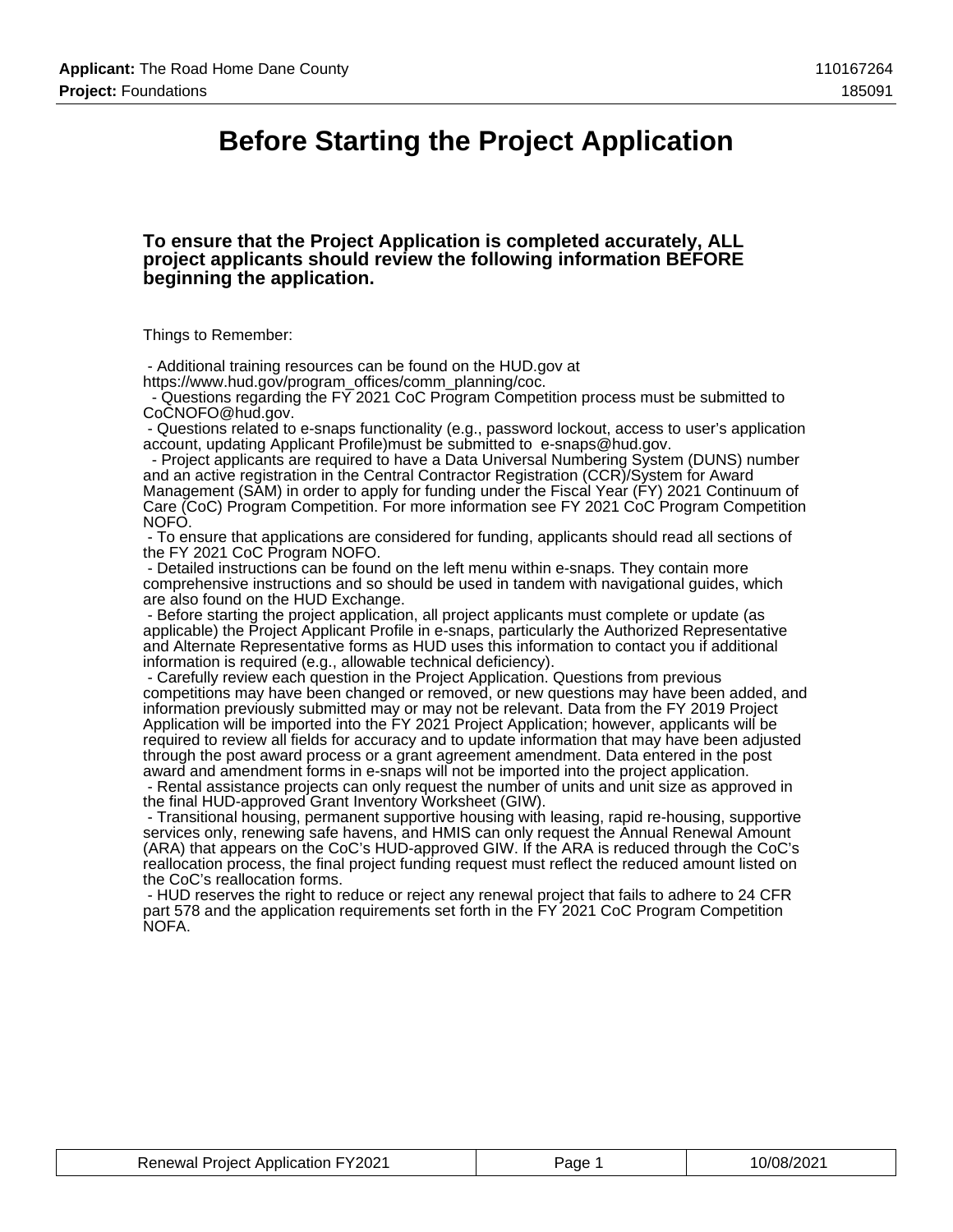# Before Starting the Project Application

**To ensure that the Project Application is completed accurately, ALL project applicants should review the following information BEFORE beginning the application.**

Things to Remember:

- Additional training resources can be found on the HUD.gov at https://www.hud.gov/program_offices/comm_planning/coc.
- Questions regarding the FY 2021 CoC Program Competition process must be submitted to CoCNOFO@hud.gov.
- Questions related to e-snaps functionality (e.g., password lockout, access to user's application account, updating Applicant Profile)must be submitted to e-snaps@hud.gov.
- Project applicants are required to have a Data Universal Numbering System (DUNS) number and an active registration in the Central Contractor Registration (CCR)/System for Award Management (SAM) in order to apply for funding under the Fiscal Year (FY) 2021 Continuum of Care (CoC) Program Competition. For more information see FY 2021 CoC Program Competition NOFO.
- To ensure that applications are considered for funding, applicants should read all sections of the FY 2021 CoC Program NOFO.
- Detailed instructions can be found on the left menu within e-snaps. They contain more comprehensive instructions and so should be used in tandem with navigational guides, which are also found on the HUD Exchange.
- Before starting the project application, all project applicants must complete or update (as applicable) the Project Applicant Profile in e-snaps, particularly the Authorized Representative and Alternate Representative forms as HUD uses this information to contact you if additional information is required (e.g., allowable technical deficiency).
- Carefully review each question in the Project Application. Questions from previous competitions may have been changed or removed, or new questions may have been added, and information previously submitted may or may not be relevant. Data from the FY 2019 Project Application will be imported into the FY 2021 Project Application; however, applicants will be required to review all fields for accuracy and to update information that may have been adjusted through the post award process or a grant agreement amendment. Data entered in the post award and amendment forms in e-snaps will not be imported into the project application.
- Rental assistance projects can only request the number of units and unit size as approved in the final HUD-approved Grant Inventory Worksheet (GIW).
- Transitional housing, permanent supportive housing with leasing, rapid re-housing, supportive services only, renewing safe havens, and HMIS can only request the Annual Renewal Amount (ARA) that appears on the CoC's HUD-approved GIW. If the ARA is reduced through the CoC's reallocation process, the final project funding request must reflect the reduced amount listed on the CoC's reallocation forms.
- HUD reserves the right to reduce or reject any renewal project that fails to adhere to 24 CFR part 578 and the application requirements set forth in the FY 2021 CoC Program Competition NOFA.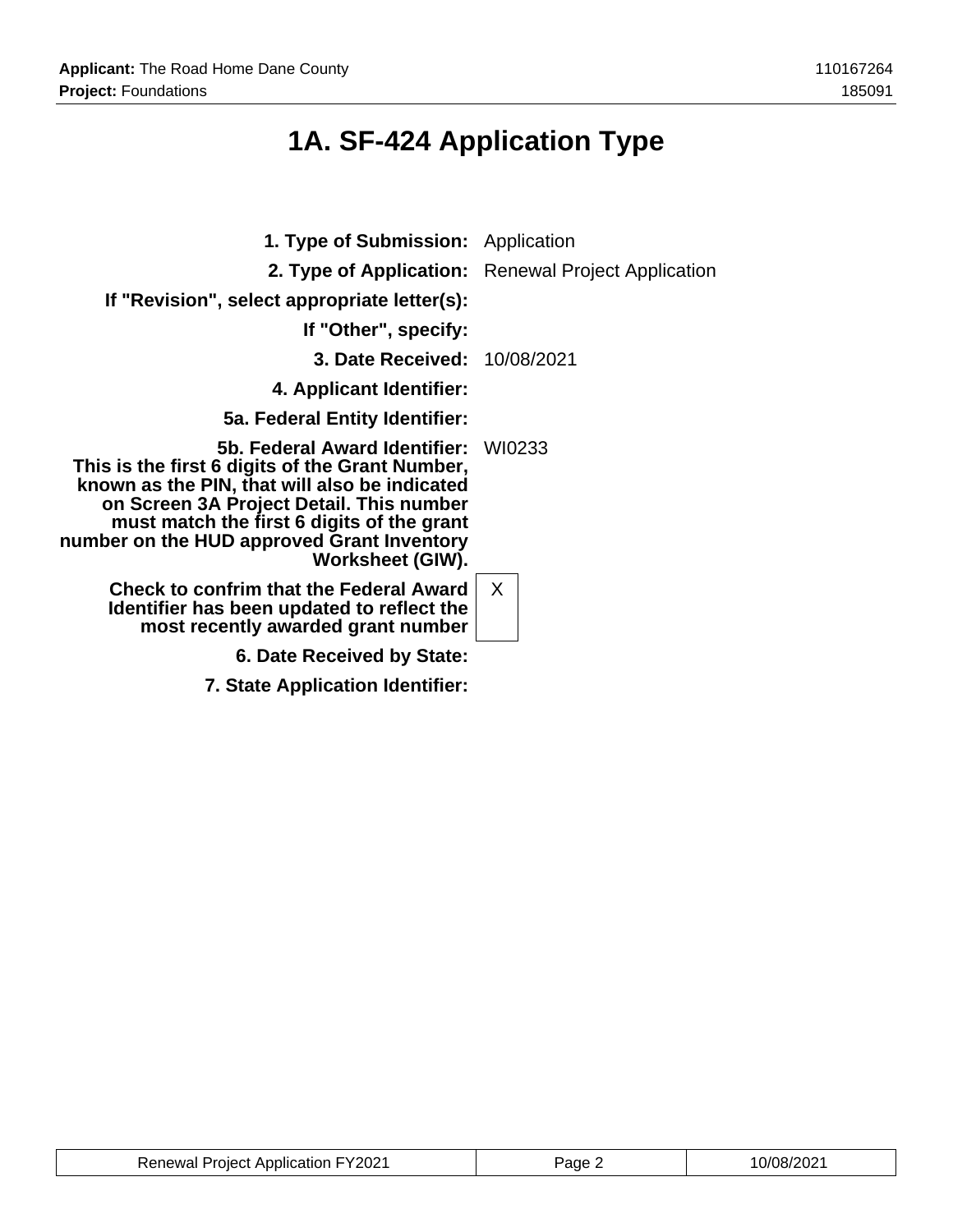# 1A. SF-424 Application Type

| | |
|---|---|
| **1. Type of Submission:** | Application |
| **2. Type of Application:** | Renewal Project Application |
| **If "Revision", select appropriate letter(s):** | |
| **If "Other", specify:** | |
| **3. Date Received:** | 10/08/2021 |
| **4. Applicant Identifier:** | |
| **5a. Federal Entity Identifier:** | |
| **5b. Federal Award Identifier: This is the first 6 digits of the Grant Number, known as the PIN, that will also be indicated on Screen 3A Project Detail. This number must match the first 6 digits of the grant number on the HUD approved Grant Inventory Worksheet (GIW).** | WI0233 |
| **Check to confrim that the Federal Award Identifier has been updated to reflect the most recently awarded grant number** | X |
| **6. Date Received by State:** | |
| **7. State Application Identifier:** | |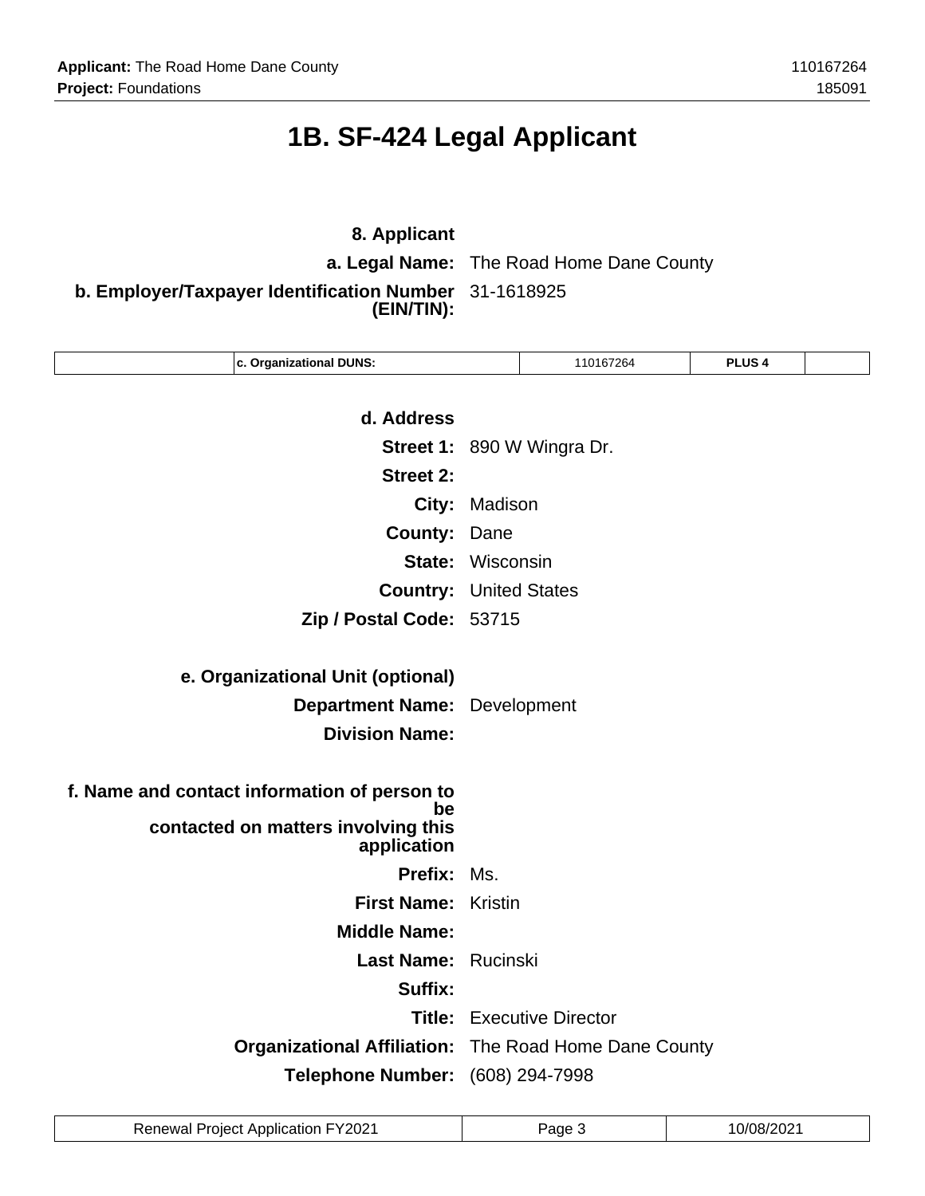# 1B. SF-424 Legal Applicant

**8. Applicant**

**a. Legal Name:** The Road Home Dane County

**b. Employer/Taxpayer Identification Number (EIN/TIN):** 31-1618925

| | c. Organizational DUNS: | 110167264 | PLUS 4 | |
|---|---|---|---|---|

**d. Address**

**Street 1:** 890 W Wingra Dr.

**Street 2:**

**City:** Madison

**County:** Dane

**State:** Wisconsin

**Country:** United States

**Zip / Postal Code:** 53715

**e. Organizational Unit (optional)**

**Department Name:** Development

**Division Name:**

**f. Name and contact information of person to be contacted on matters involving this application**

**Prefix:** Ms.

**First Name:** Kristin

**Middle Name:**

**Last Name:** Rucinski

**Suffix:**

**Title:** Executive Director

**Organizational Affiliation:** The Road Home Dane County

**Telephone Number:** (608) 294-7998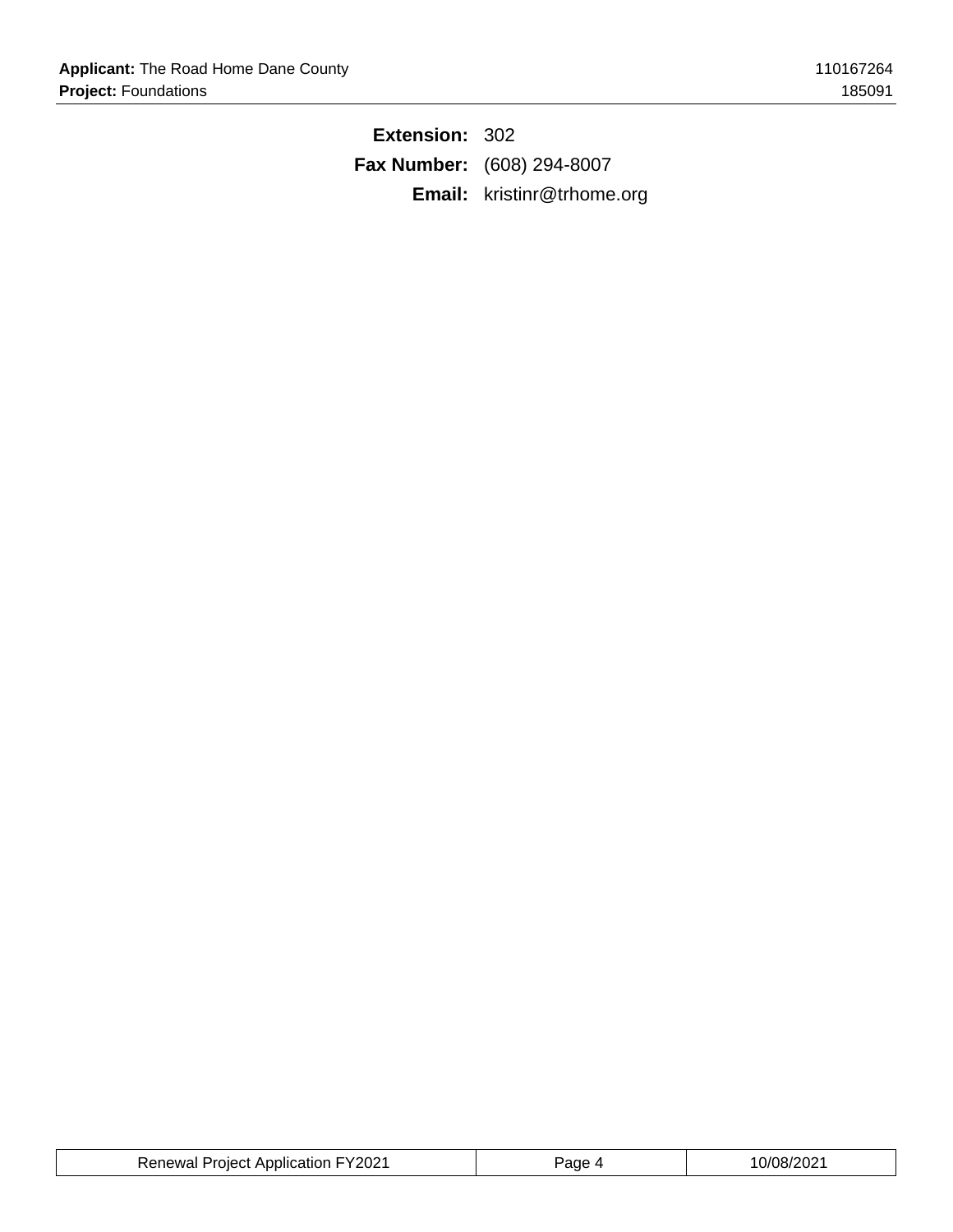**Extension:** 302

**Fax Number:** (608) 294-8007

**Email:** kristinr@trhome.org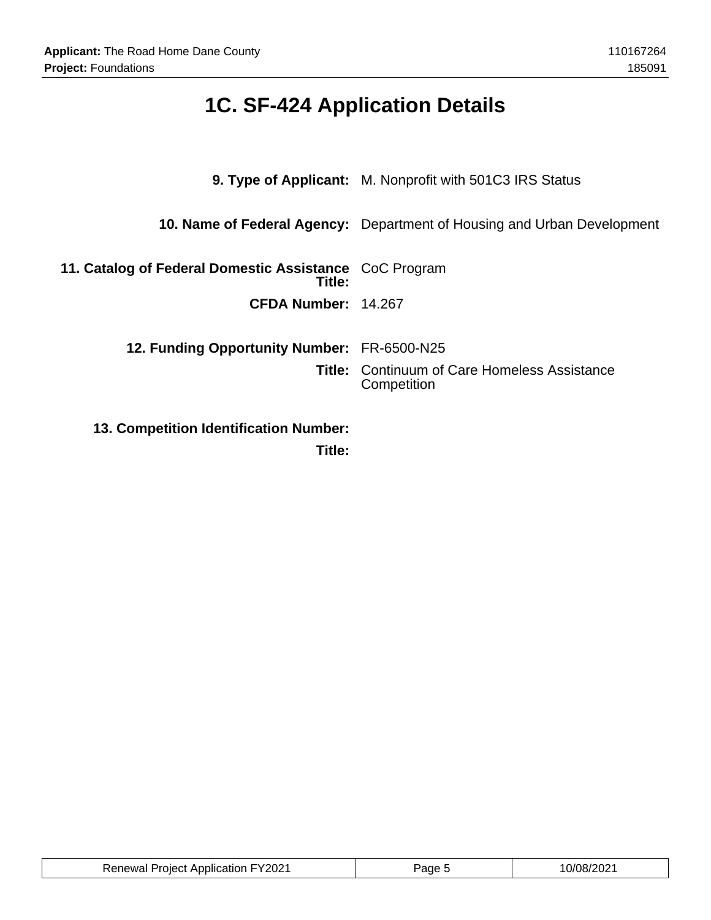# 1C. SF-424 Application Details

| | |
|---|---|
| **9. Type of Applicant:** | M. Nonprofit with 501C3 IRS Status |
| **10. Name of Federal Agency:** | Department of Housing and Urban Development |
| **11. Catalog of Federal Domestic Assistance Title:** | CoC Program |
| **CFDA Number:** | 14.267 |
| **12. Funding Opportunity Number:** | FR-6500-N25 |
| **Title:** | Continuum of Care Homeless Assistance Competition |
| **13. Competition Identification Number:** | |
| **Title:** | |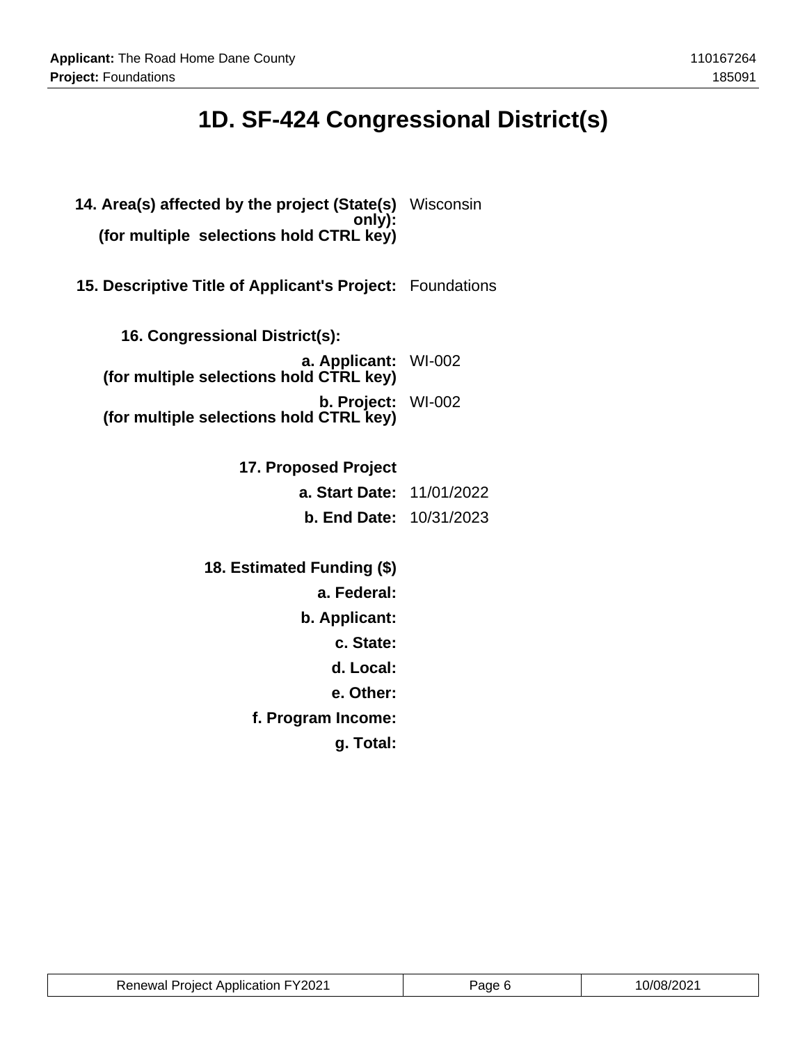# 1D. SF-424 Congressional District(s)

**14. Area(s) affected by the project (State(s) only): (for multiple selections hold CTRL key)** Wisconsin

**15. Descriptive Title of Applicant's Project:** Foundations

**16. Congressional District(s):**

**a. Applicant: (for multiple selections hold CTRL key)** WI-002

**b. Project: (for multiple selections hold CTRL key)** WI-002

**17. Proposed Project**

**a. Start Date:** 11/01/2022

**b. End Date:** 10/31/2023

**18. Estimated Funding ($)**

**a. Federal:**

**b. Applicant:**

**c. State:**

**d. Local:**

**e. Other:**

**f. Program Income:**

**g. Total:**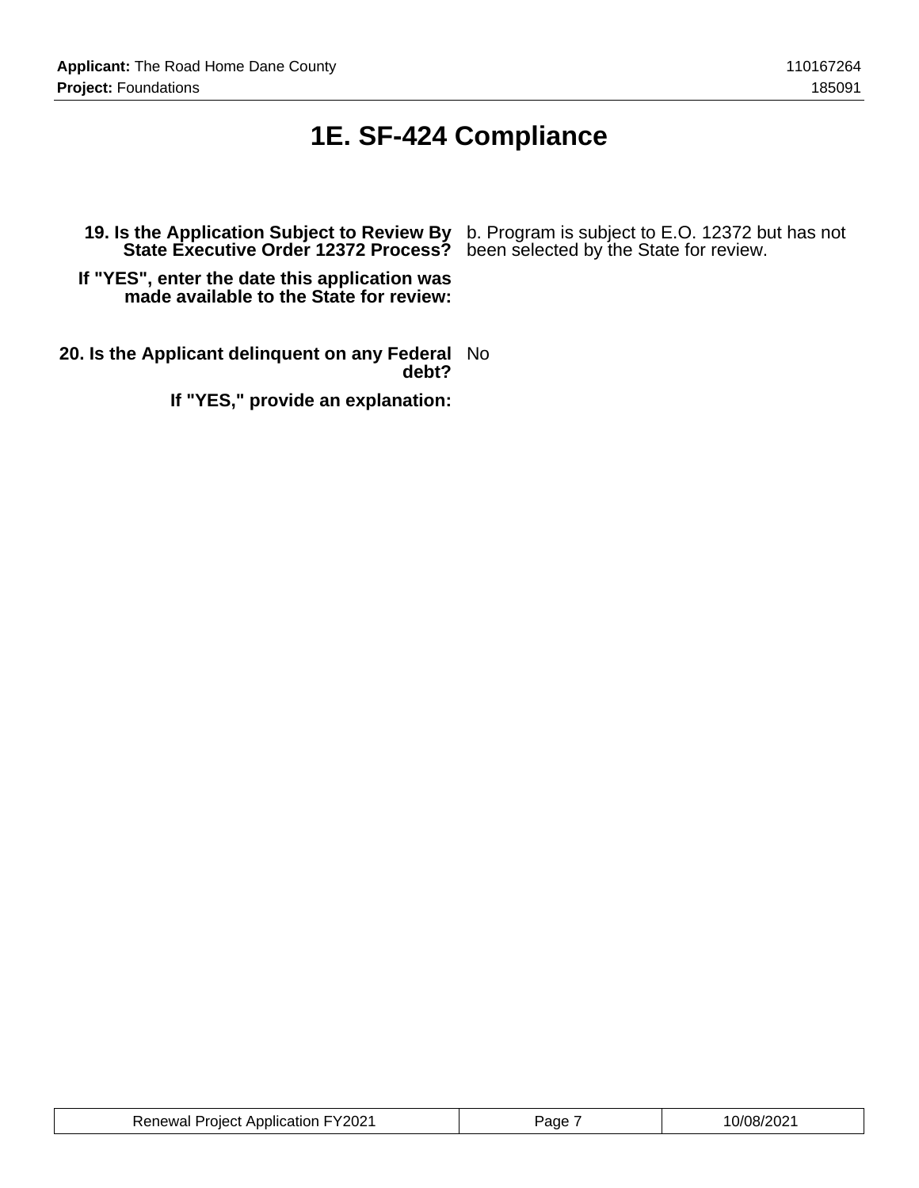# 1E. SF-424 Compliance

**19. Is the Application Subject to Review By State Executive Order 12372 Process?** b. Program is subject to E.O. 12372 but has not been selected by the State for review.

**If "YES", enter the date this application was made available to the State for review:**

**20. Is the Applicant delinquent on any Federal debt?** No

**If "YES," provide an explanation:**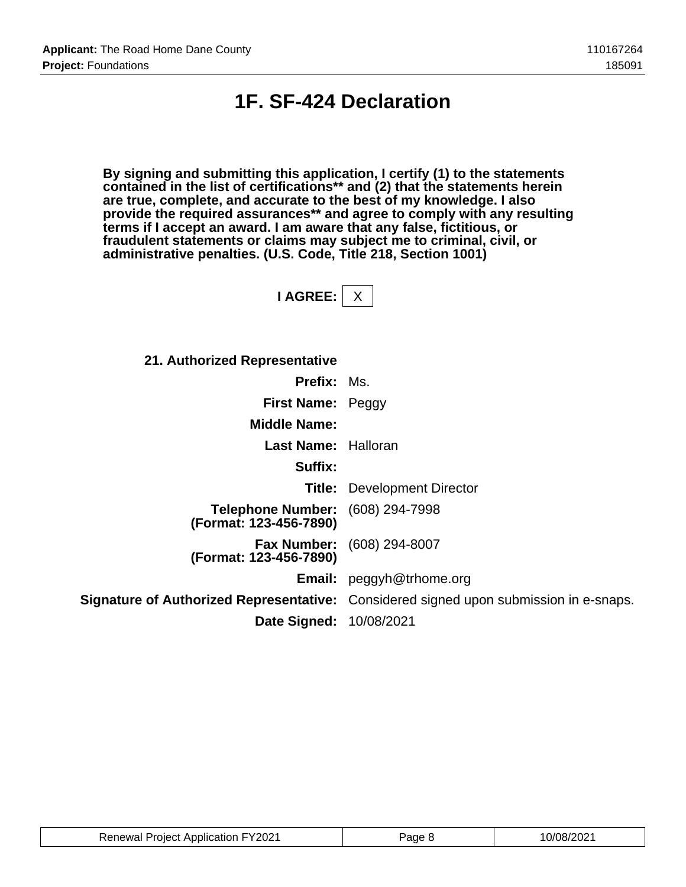# 1F. SF-424 Declaration

**By signing and submitting this application, I certify (1) to the statements contained in the list of certifications** and (2) that the statements herein are true, complete, and accurate to the best of my knowledge. I also provide the required assurances** and agree to comply with any resulting terms if I accept an award. I am aware that any false, fictitious, or fraudulent statements or claims may subject me to criminal, civil, or administrative penalties. (U.S. Code, Title 218, Section 1001)**

**I AGREE:** X

**21. Authorized Representative**

| | |
|---|---|
| **Prefix:** | Ms. |
| **First Name:** | Peggy |
| **Middle Name:** | |
| **Last Name:** | Halloran |
| **Suffix:** | |
| **Title:** | Development Director |
| **Telephone Number: (Format: 123-456-7890)** | (608) 294-7998 |
| **Fax Number: (Format: 123-456-7890)** | (608) 294-8007 |
| **Email:** | peggyh@trhome.org |
| **Signature of Authorized Representative:** | Considered signed upon submission in e-snaps. |
| **Date Signed:** | 10/08/2021 |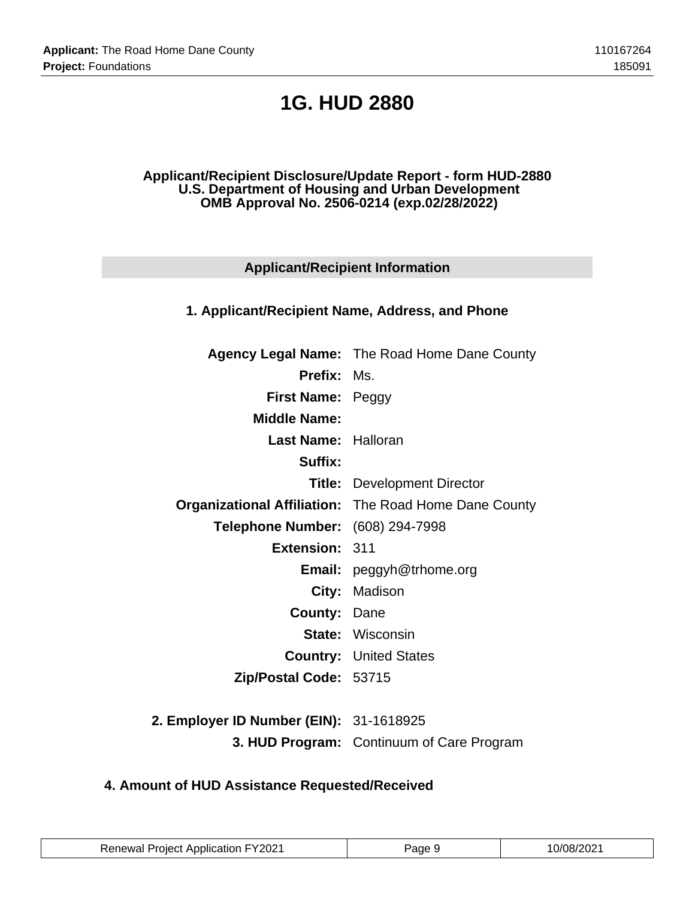# 1G. HUD 2880

**Applicant/Recipient Disclosure/Update Report - form HUD-2880**
**U.S. Department of Housing and Urban Development**
**OMB Approval No. 2506-0214 (exp.02/28/2022)**

## Applicant/Recipient Information

### 1. Applicant/Recipient Name, Address, and Phone

| | |
|---|---|
| **Agency Legal Name:** | The Road Home Dane County |
| **Prefix:** | Ms. |
| **First Name:** | Peggy |
| **Middle Name:** | |
| **Last Name:** | Halloran |
| **Suffix:** | |
| **Title:** | Development Director |
| **Organizational Affiliation:** | The Road Home Dane County |
| **Telephone Number:** | (608) 294-7998 |
| **Extension:** | 311 |
| **Email:** | peggyh@trhome.org |
| **City:** | Madison |
| **County:** | Dane |
| **State:** | Wisconsin |
| **Country:** | United States |
| **Zip/Postal Code:** | 53715 |
| **2. Employer ID Number (EIN):** | 31-1618925 |
| **3. HUD Program:** | Continuum of Care Program |

### 4. Amount of HUD Assistance Requested/Received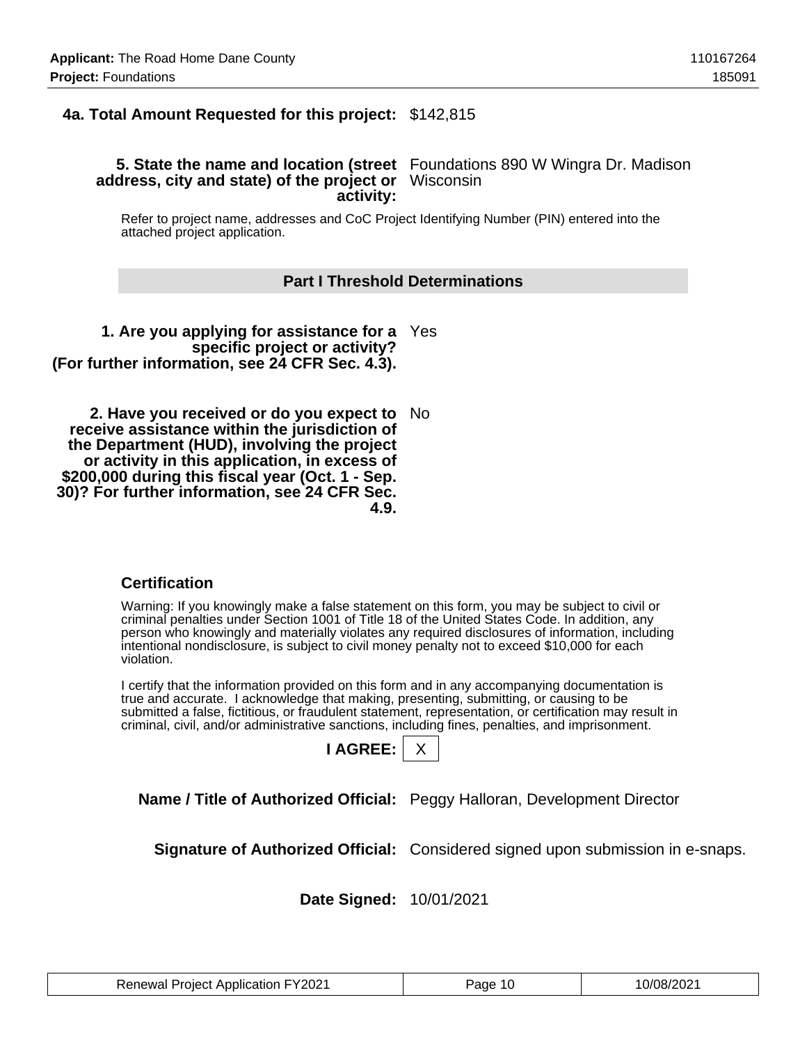**4a. Total Amount Requested for this project:** $142,815

**5. State the name and location (street address, city and state) of the project or activity:** Foundations 890 W Wingra Dr. Madison Wisconsin

Refer to project name, addresses and CoC Project Identifying Number (PIN) entered into the attached project application.

## Part I Threshold Determinations

**1. Are you applying for assistance for a specific project or activity? (For further information, see 24 CFR Sec. 4.3).** Yes

**2. Have you received or do you expect to receive assistance within the jurisdiction of the Department (HUD), involving the project or activity in this application, in excess of $200,000 during this fiscal year (Oct. 1 - Sep. 30)? For further information, see 24 CFR Sec. 4.9.** No

### Certification

Warning: If you knowingly make a false statement on this form, you may be subject to civil or criminal penalties under Section 1001 of Title 18 of the United States Code. In addition, any person who knowingly and materially violates any required disclosures of information, including intentional nondisclosure, is subject to civil money penalty not to exceed $10,000 for each violation.

I certify that the information provided on this form and in any accompanying documentation is true and accurate. I acknowledge that making, presenting, submitting, or causing to be submitted a false, fictitious, or fraudulent statement, representation, or certification may result in criminal, civil, and/or administrative sanctions, including fines, penalties, and imprisonment.

**I AGREE:** X

**Name / Title of Authorized Official:** Peggy Halloran, Development Director

**Signature of Authorized Official:** Considered signed upon submission in e-snaps.

**Date Signed:** 10/01/2021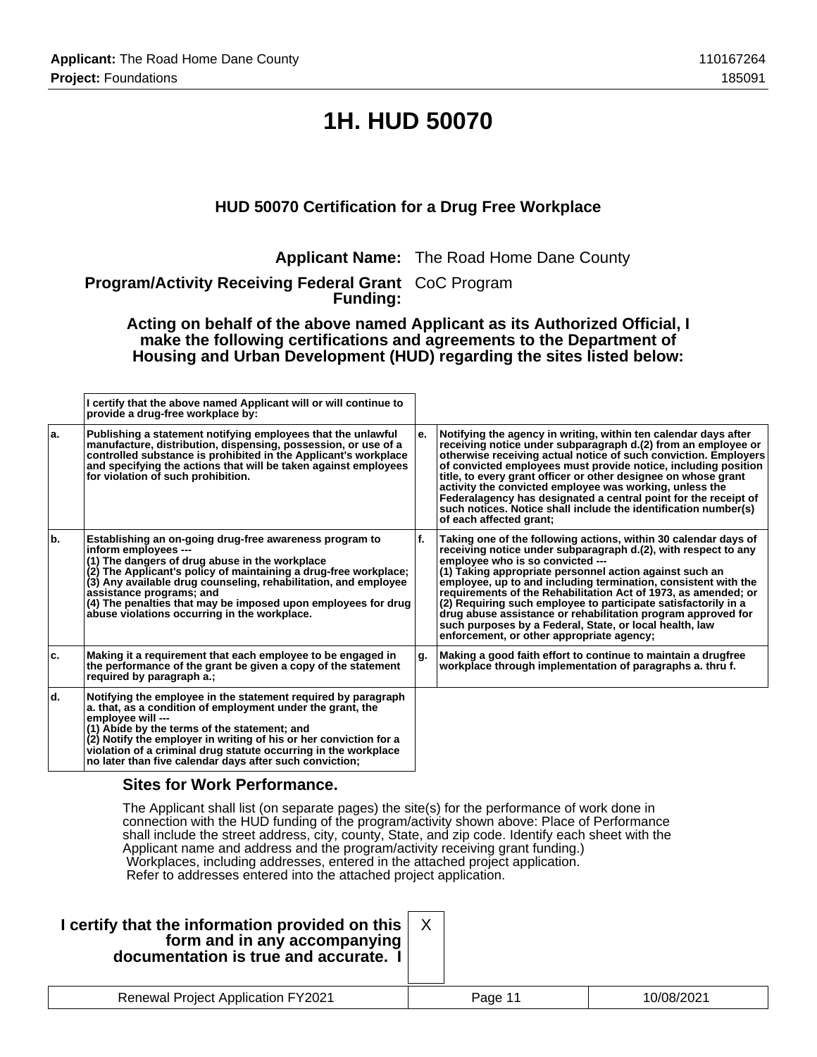# 1H. HUD 50070

### HUD 50070 Certification for a Drug Free Workplace

**Applicant Name:** The Road Home Dane County

**Program/Activity Receiving Federal Grant Funding:** CoC Program

**Acting on behalf of the above named Applicant as its Authorized Official, I make the following certifications and agreements to the Department of Housing and Urban Development (HUD) regarding the sites listed below:**

| | I certify that the above named Applicant will or will continue to provide a drug-free workplace by: | | |
|---|---|---|---|
| a. | Publishing a statement notifying employees that the unlawful manufacture, distribution, dispensing, possession, or use of a controlled substance is prohibited in the Applicant's workplace and specifying the actions that will be taken against employees for violation of such prohibition. | e. | Notifying the agency in writing, within ten calendar days after receiving notice under subparagraph d.(2) from an employee or otherwise receiving actual notice of such conviction. Employers of convicted employees must provide notice, including position title, to every grant officer or other designee on whose grant activity the convicted employee was working, unless the Federalagency has designated a central point for the receipt of such notices. Notice shall include the identification number(s) of each affected grant; |
| b. | Establishing an on-going drug-free awareness program to inform employees --- (1) The dangers of drug abuse in the workplace (2) The Applicant's policy of maintaining a drug-free workplace; (3) Any available drug counseling, rehabilitation, and employee assistance programs; and (4) The penalties that may be imposed upon employees for drug abuse violations occurring in the workplace. | f. | Taking one of the following actions, within 30 calendar days of receiving notice under subparagraph d.(2), with respect to any employee who is so convicted --- (1) Taking appropriate personnel action against such an employee, up to and including termination, consistent with the requirements of the Rehabilitation Act of 1973, as amended; or (2) Requiring such employee to participate satisfactorily in a drug abuse assistance or rehabilitation program approved for such purposes by a Federal, State, or local health, law enforcement, or other appropriate agency; |
| c. | Making it a requirement that each employee to be engaged in the performance of the grant be given a copy of the statement required by paragraph a.; | g. | Making a good faith effort to continue to maintain a drugfree workplace through implementation of paragraphs a. thru f. |
| d. | Notifying the employee in the statement required by paragraph a. that, as a condition of employment under the grant, the employee will --- (1) Abide by the terms of the statement; and (2) Notify the employer in writing of his or her conviction for a violation of a criminal drug statute occurring in the workplace no later than five calendar days after such conviction; | | |

### Sites for Work Performance.

The Applicant shall list (on separate pages) the site(s) for the performance of work done in connection with the HUD funding of the program/activity shown above: Place of Performance shall include the street address, city, county, State, and zip code. Identify each sheet with the Applicant name and address and the program/activity receiving grant funding.)
Workplaces, including addresses, entered in the attached project application.
Refer to addresses entered into the attached project application.

**I certify that the information provided on this form and in any accompanying documentation is true and accurate. I** X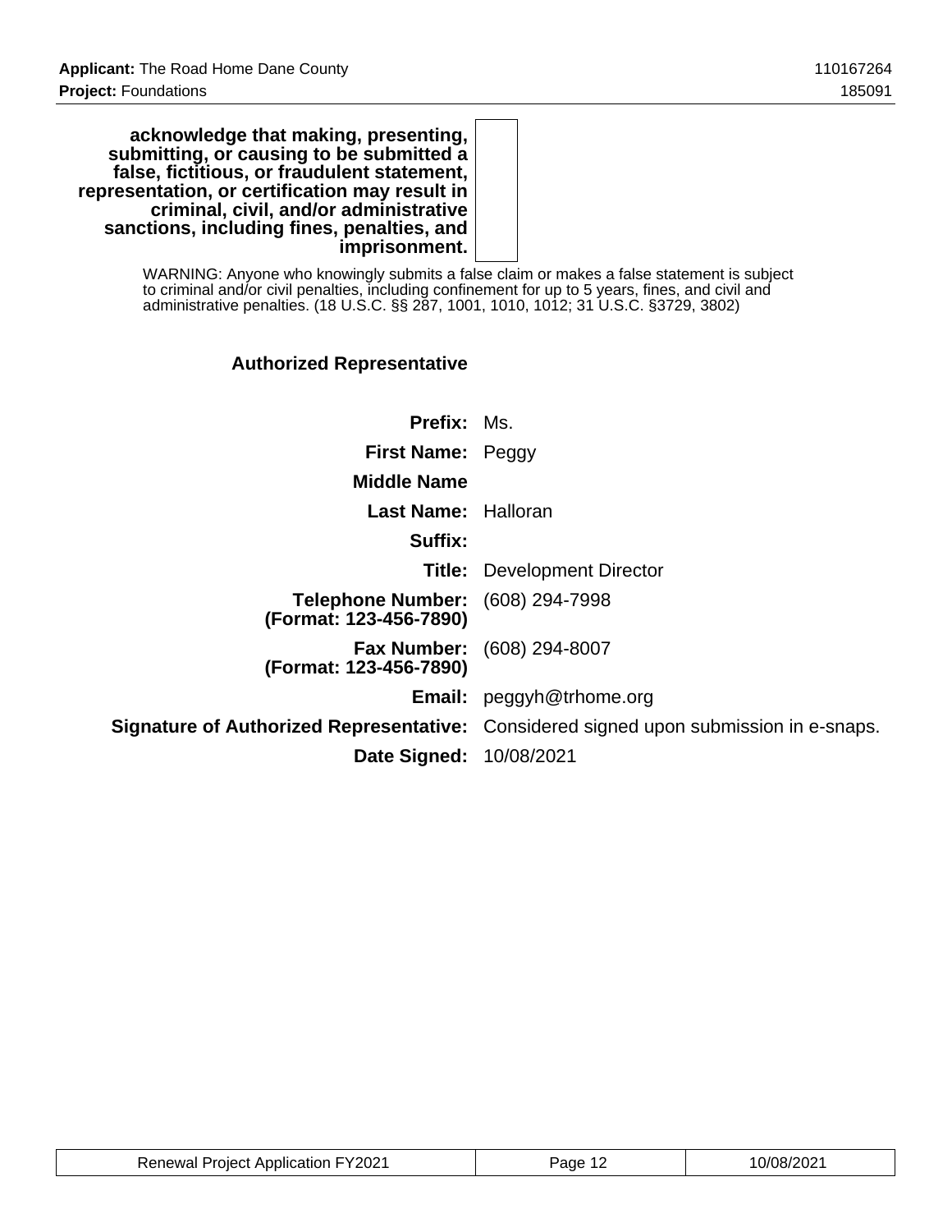| | |
|---|---|
| **acknowledge that making, presenting, submitting, or causing to be submitted a false, fictitious, or fraudulent statement, representation, or certification may result in criminal, civil, and/or administrative sanctions, including fines, penalties, and imprisonment.** | |

WARNING: Anyone who knowingly submits a false claim or makes a false statement is subject to criminal and/or civil penalties, including confinement for up to 5 years, fines, and civil and administrative penalties. (18 U.S.C. §§ 287, 1001, 1010, 1012; 31 U.S.C. §3729, 3802)

### Authorized Representative

| | |
|---|---|
| **Prefix:** | Ms. |
| **First Name:** | Peggy |
| **Middle Name** | |
| **Last Name:** | Halloran |
| **Suffix:** | |
| **Title:** | Development Director |
| **Telephone Number: (Format: 123-456-7890)** | (608) 294-7998 |
| **Fax Number: (Format: 123-456-7890)** | (608) 294-8007 |
| **Email:** | peggyh@trhome.org |
| **Signature of Authorized Representative:** | Considered signed upon submission in e-snaps. |
| **Date Signed:** | 10/08/2021 |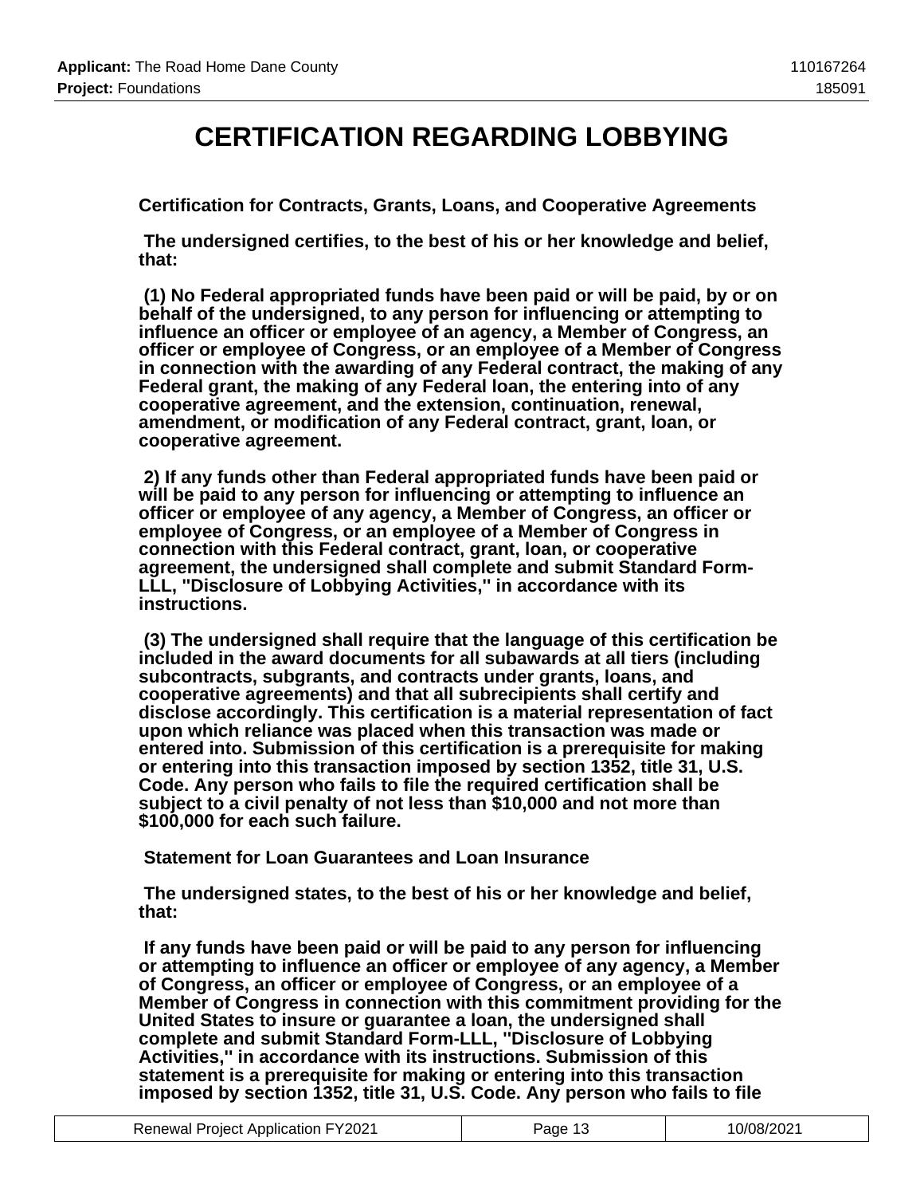# CERTIFICATION REGARDING LOBBYING

**Certification for Contracts, Grants, Loans, and Cooperative Agreements**

**The undersigned certifies, to the best of his or her knowledge and belief, that:**

**(1) No Federal appropriated funds have been paid or will be paid, by or on behalf of the undersigned, to any person for influencing or attempting to influence an officer or employee of an agency, a Member of Congress, an officer or employee of Congress, or an employee of a Member of Congress in connection with the awarding of any Federal contract, the making of any Federal grant, the making of any Federal loan, the entering into of any cooperative agreement, and the extension, continuation, renewal, amendment, or modification of any Federal contract, grant, loan, or cooperative agreement.**

**2) If any funds other than Federal appropriated funds have been paid or will be paid to any person for influencing or attempting to influence an officer or employee of any agency, a Member of Congress, an officer or employee of Congress, or an employee of a Member of Congress in connection with this Federal contract, grant, loan, or cooperative agreement, the undersigned shall complete and submit Standard Form-LLL, "Disclosure of Lobbying Activities," in accordance with its instructions.**

**(3) The undersigned shall require that the language of this certification be included in the award documents for all subawards at all tiers (including subcontracts, subgrants, and contracts under grants, loans, and cooperative agreements) and that all subrecipients shall certify and disclose accordingly. This certification is a material representation of fact upon which reliance was placed when this transaction was made or entered into. Submission of this certification is a prerequisite for making or entering into this transaction imposed by section 1352, title 31, U.S. Code. Any person who fails to file the required certification shall be subject to a civil penalty of not less than $10,000 and not more than $100,000 for each such failure.**

**Statement for Loan Guarantees and Loan Insurance**

**The undersigned states, to the best of his or her knowledge and belief, that:**

**If any funds have been paid or will be paid to any person for influencing or attempting to influence an officer or employee of any agency, a Member of Congress, an officer or employee of Congress, or an employee of a Member of Congress in connection with this commitment providing for the United States to insure or guarantee a loan, the undersigned shall complete and submit Standard Form-LLL, "Disclosure of Lobbying Activities," in accordance with its instructions. Submission of this statement is a prerequisite for making or entering into this transaction imposed by section 1352, title 31, U.S. Code. Any person who fails to file**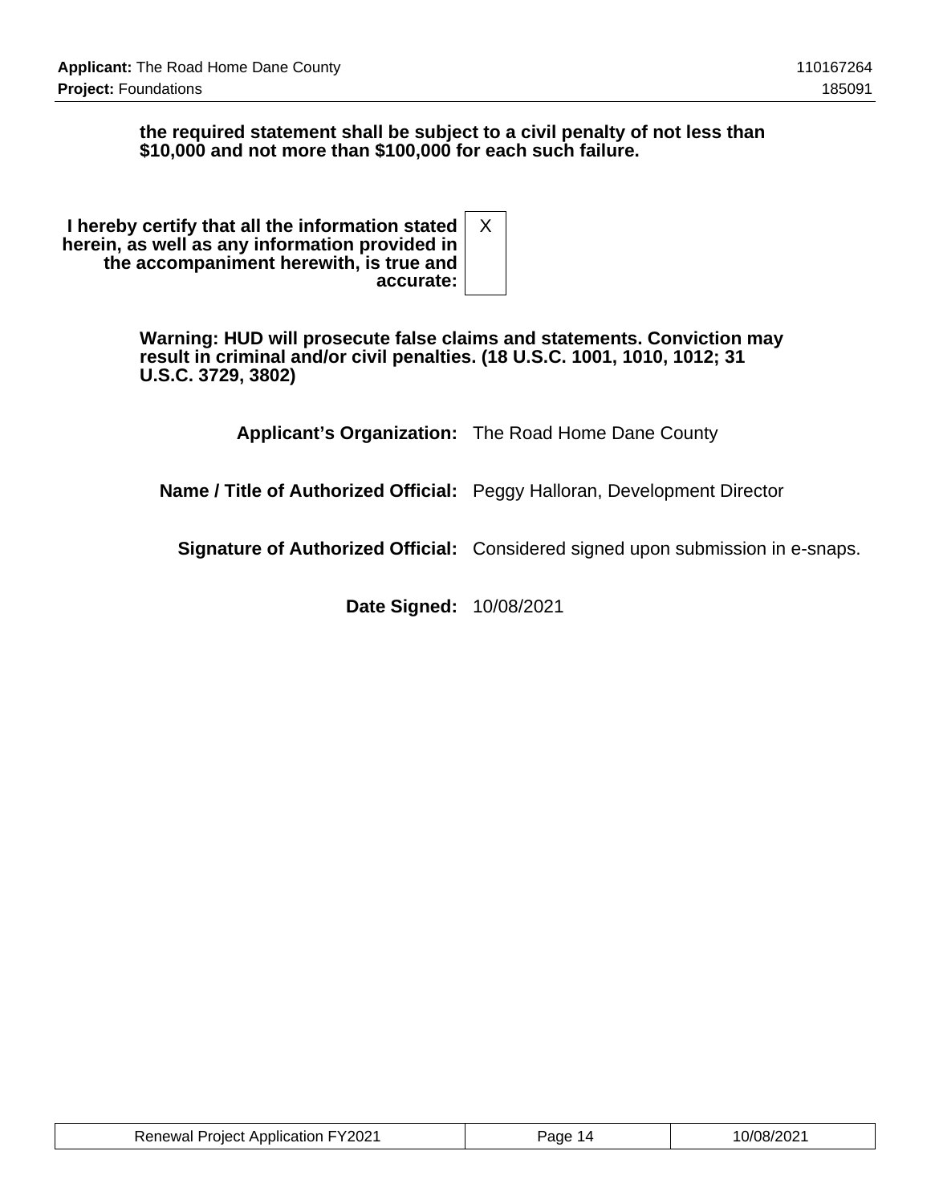**the required statement shall be subject to a civil penalty of not less than $10,000 and not more than $100,000 for each such failure.**

| | |
|---|---|
| **I hereby certify that all the information stated herein, as well as any information provided in the accompaniment herewith, is true and accurate:** | X |

**Warning: HUD will prosecute false claims and statements. Conviction may result in criminal and/or civil penalties. (18 U.S.C. 1001, 1010, 1012; 31 U.S.C. 3729, 3802)**

| | |
|---|---|
| **Applicant's Organization:** | The Road Home Dane County |
| **Name / Title of Authorized Official:** | Peggy Halloran, Development Director |
| **Signature of Authorized Official:** | Considered signed upon submission in e-snaps. |
| **Date Signed:** | 10/08/2021 |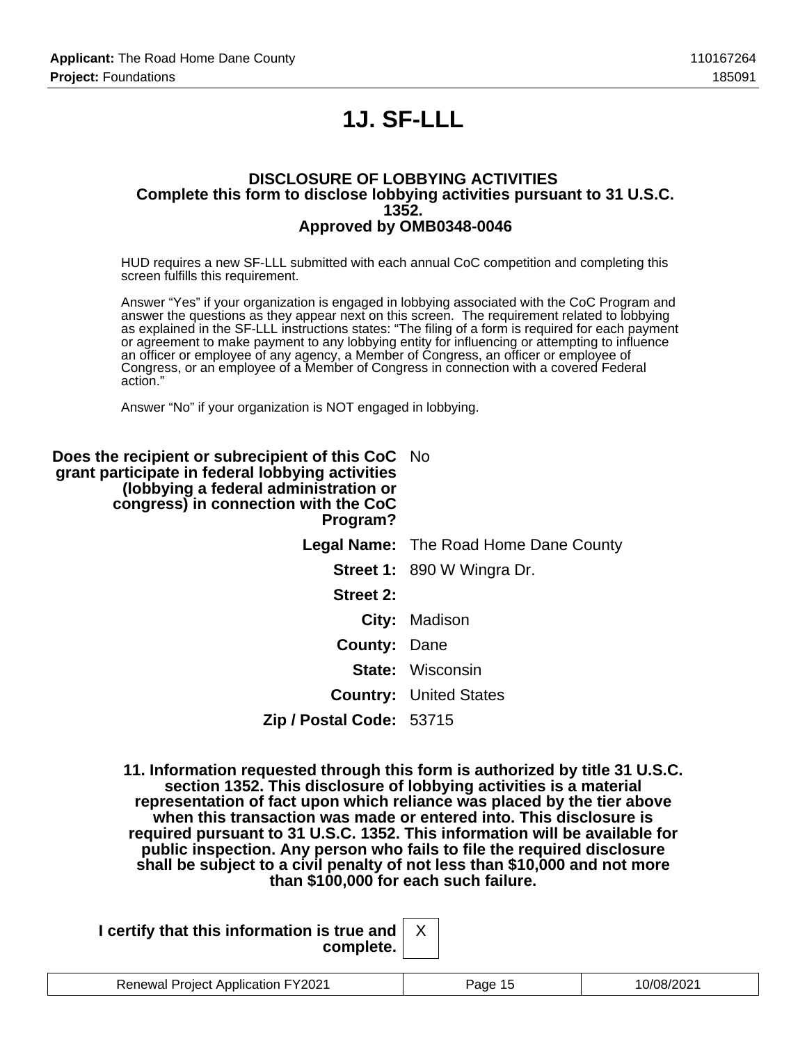# 1J. SF-LLL

**DISCLOSURE OF LOBBYING ACTIVITIES**
**Complete this form to disclose lobbying activities pursuant to 31 U.S.C. 1352.**
**Approved by OMB0348-0046**

HUD requires a new SF-LLL submitted with each annual CoC competition and completing this screen fulfills this requirement.

Answer "Yes" if your organization is engaged in lobbying associated with the CoC Program and answer the questions as they appear next on this screen. The requirement related to lobbying as explained in the SF-LLL instructions states: "The filing of a form is required for each payment or agreement to make payment to any lobbying entity for influencing or attempting to influence an officer or employee of any agency, a Member of Congress, an officer or employee of Congress, or an employee of a Member of Congress in connection with a covered Federal action."

Answer "No" if your organization is NOT engaged in lobbying.

| | |
|---|---|
| **Does the recipient or subrecipient of this CoC grant participate in federal lobbying activities (lobbying a federal administration or congress) in connection with the CoC Program?** | No |
| **Legal Name:** | The Road Home Dane County |
| **Street 1:** | 890 W Wingra Dr. |
| **Street 2:** | |
| **City:** | Madison |
| **County:** | Dane |
| **State:** | Wisconsin |
| **Country:** | United States |
| **Zip / Postal Code:** | 53715 |

**11. Information requested through this form is authorized by title 31 U.S.C. section 1352. This disclosure of lobbying activities is a material representation of fact upon which reliance was placed by the tier above when this transaction was made or entered into. This disclosure is required pursuant to 31 U.S.C. 1352. This information will be available for public inspection. Any person who fails to file the required disclosure shall be subject to a civil penalty of not less than $10,000 and not more than $100,000 for each such failure.**

| | |
|---|---|
| **I certify that this information is true and complete.** | X |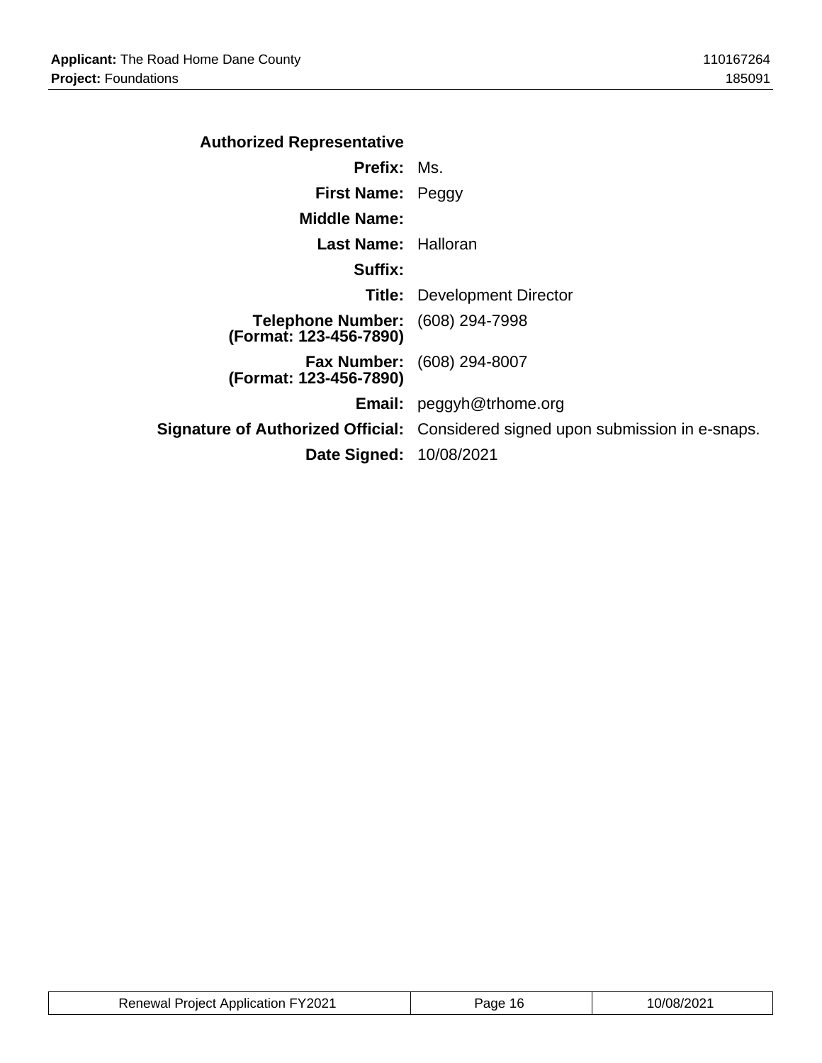**Authorized Representative**

**Prefix:** Ms.

**First Name:** Peggy

**Middle Name:**

**Last Name:** Halloran

**Suffix:**

**Title:** Development Director

**Telephone Number: (Format: 123-456-7890)** (608) 294-7998

**Fax Number: (Format: 123-456-7890)** (608) 294-8007

**Email:** peggyh@trhome.org

**Signature of Authorized Official:** Considered signed upon submission in e-snaps.

**Date Signed:** 10/08/2021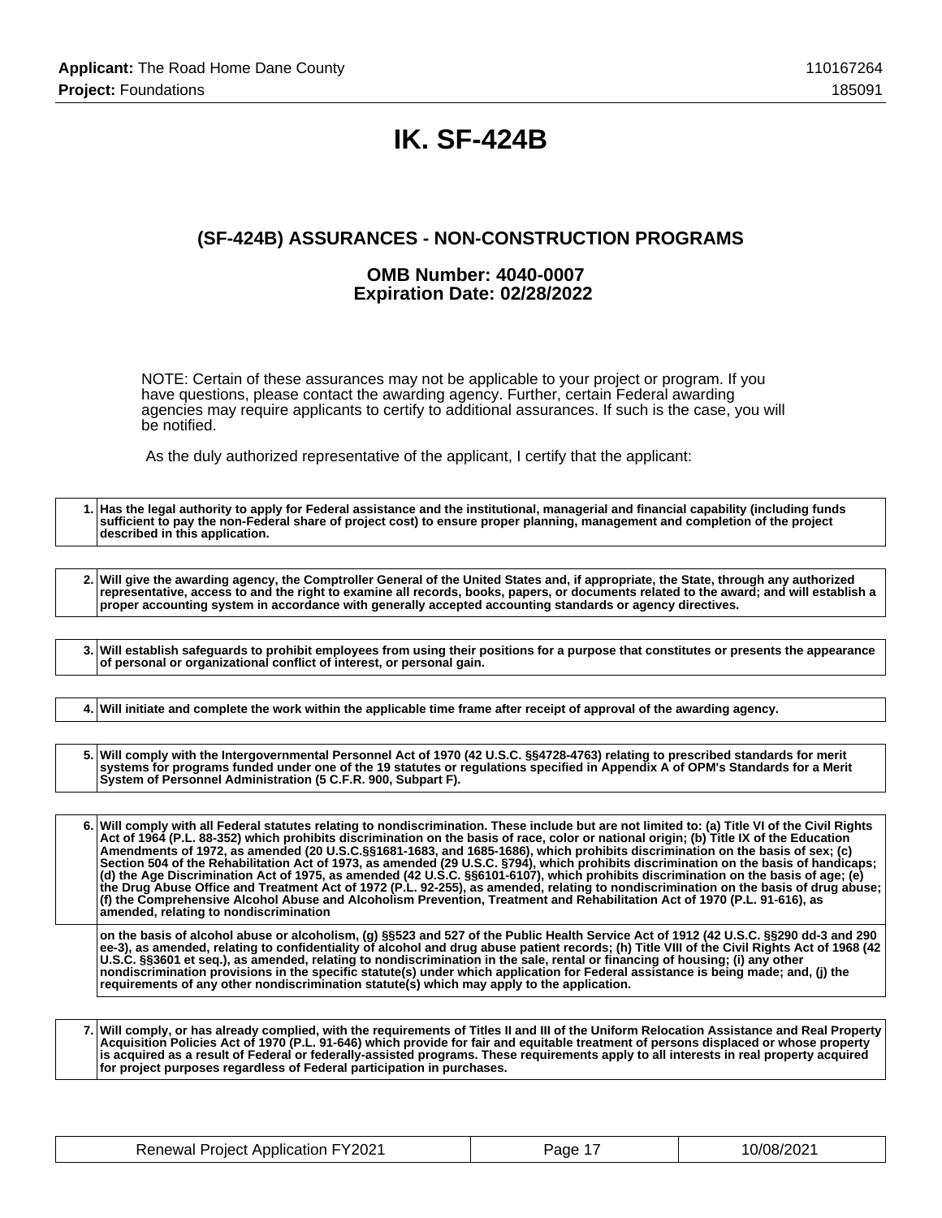# IK. SF-424B

## (SF-424B) ASSURANCES - NON-CONSTRUCTION PROGRAMS

### OMB Number: 4040-0007
### Expiration Date: 02/28/2022

NOTE: Certain of these assurances may not be applicable to your project or program. If you have questions, please contact the awarding agency. Further, certain Federal awarding agencies may require applicants to certify to additional assurances. If such is the case, you will be notified.

As the duly authorized representative of the applicant, I certify that the applicant:

| | |
|---|---|
| 1. | **Has the legal authority to apply for Federal assistance and the institutional, managerial and financial capability (including funds sufficient to pay the non-Federal share of project cost) to ensure proper planning, management and completion of the project described in this application.** |

| | |
|---|---|
| 2. | **Will give the awarding agency, the Comptroller General of the United States and, if appropriate, the State, through any authorized representative, access to and the right to examine all records, books, papers, or documents related to the award; and will establish a proper accounting system in accordance with generally accepted accounting standards or agency directives.** |

| | |
|---|---|
| 3. | **Will establish safeguards to prohibit employees from using their positions for a purpose that constitutes or presents the appearance of personal or organizational conflict of interest, or personal gain.** |

| | |
|---|---|
| 4. | **Will initiate and complete the work within the applicable time frame after receipt of approval of the awarding agency.** |

| | |
|---|---|
| 5. | **Will comply with the Intergovernmental Personnel Act of 1970 (42 U.S.C. §§4728-4763) relating to prescribed standards for merit systems for programs funded under one of the 19 statutes or regulations specified in Appendix A of OPM's Standards for a Merit System of Personnel Administration (5 C.F.R. 900, Subpart F).** |

| | |
|---|---|
| 6. | **Will comply with all Federal statutes relating to nondiscrimination. These include but are not limited to: (a) Title VI of the Civil Rights Act of 1964 (P.L. 88-352) which prohibits discrimination on the basis of race, color or national origin; (b) Title IX of the Education Amendments of 1972, as amended (20 U.S.C.§§1681-1683, and 1685-1686), which prohibits discrimination on the basis of sex; (c) Section 504 of the Rehabilitation Act of 1973, as amended (29 U.S.C. §794), which prohibits discrimination on the basis of handicaps; (d) the Age Discrimination Act of 1975, as amended (42 U.S.C. §§6101-6107), which prohibits discrimination on the basis of age; (e) the Drug Abuse Office and Treatment Act of 1972 (P.L. 92-255), as amended, relating to nondiscrimination on the basis of drug abuse; (f) the Comprehensive Alcohol Abuse and Alcoholism Prevention, Treatment and Rehabilitation Act of 1970 (P.L. 91-616), as amended, relating to nondiscrimination** |
| | **on the basis of alcohol abuse or alcoholism, (g) §§523 and 527 of the Public Health Service Act of 1912 (42 U.S.C. §§290 dd-3 and 290 ee-3), as amended, relating to confidentiality of alcohol and drug abuse patient records; (h) Title VIII of the Civil Rights Act of 1968 (42 U.S.C. §§3601 et seq.), as amended, relating to nondiscrimination in the sale, rental or financing of housing; (i) any other nondiscrimination provisions in the specific statute(s) under which application for Federal assistance is being made; and, (j) the requirements of any other nondiscrimination statute(s) which may apply to the application.** |

| | |
|---|---|
| 7. | **Will comply, or has already complied, with the requirements of Titles II and III of the Uniform Relocation Assistance and Real Property Acquisition Policies Act of 1970 (P.L. 91-646) which provide for fair and equitable treatment of persons displaced or whose property is acquired as a result of Federal or federally-assisted programs. These requirements apply to all interests in real property acquired for project purposes regardless of Federal participation in purchases.** |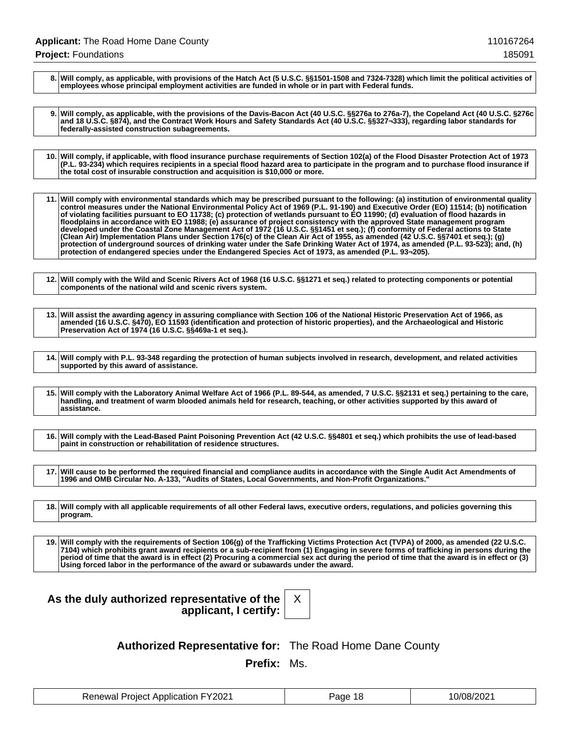| | |
|---|---|
| **8.** | **Will comply, as applicable, with provisions of the Hatch Act (5 U.S.C. §§1501-1508 and 7324-7328) which limit the political activities of employees whose principal employment activities are funded in whole or in part with Federal funds.** |

| | |
|---|---|
| **9.** | **Will comply, as applicable, with the provisions of the Davis-Bacon Act (40 U.S.C. §§276a to 276a-7), the Copeland Act (40 U.S.C. §276c and 18 U.S.C. §874), and the Contract Work Hours and Safety Standards Act (40 U.S.C. §§327¬333), regarding labor standards for federally-assisted construction subagreements.** |

| | |
|---|---|
| **10.** | **Will comply, if applicable, with flood insurance purchase requirements of Section 102(a) of the Flood Disaster Protection Act of 1973 (P.L. 93-234) which requires recipients in a special flood hazard area to participate in the program and to purchase flood insurance if the total cost of insurable construction and acquisition is $10,000 or more.** |

| | |
|---|---|
| **11.** | **Will comply with environmental standards which may be prescribed pursuant to the following: (a) institution of environmental quality control measures under the National Environmental Policy Act of 1969 (P.L. 91-190) and Executive Order (EO) 11514; (b) notification of violating facilities pursuant to EO 11738; (c) protection of wetlands pursuant to EO 11990; (d) evaluation of flood hazards in floodplains in accordance with EO 11988; (e) assurance of project consistency with the approved State management program developed under the Coastal Zone Management Act of 1972 (16 U.S.C. §§1451 et seq.); (f) conformity of Federal actions to State (Clean Air) Implementation Plans under Section 176(c) of the Clean Air Act of 1955, as amended (42 U.S.C. §§7401 et seq.); (g) protection of underground sources of drinking water under the Safe Drinking Water Act of 1974, as amended (P.L. 93-523); and, (h) protection of endangered species under the Endangered Species Act of 1973, as amended (P.L. 93¬205).** |

| | |
|---|---|
| **12.** | **Will comply with the Wild and Scenic Rivers Act of 1968 (16 U.S.C. §§1271 et seq.) related to protecting components or potential components of the national wild and scenic rivers system.** |

| | |
|---|---|
| **13.** | **Will assist the awarding agency in assuring compliance with Section 106 of the National Historic Preservation Act of 1966, as amended (16 U.S.C. §470), EO 11593 (identification and protection of historic properties), and the Archaeological and Historic Preservation Act of 1974 (16 U.S.C. §§469a-1 et seq.).** |

| | |
|---|---|
| **14.** | **Will comply with P.L. 93-348 regarding the protection of human subjects involved in research, development, and related activities supported by this award of assistance.** |

| | |
|---|---|
| **15.** | **Will comply with the Laboratory Animal Welfare Act of 1966 (P.L. 89-544, as amended, 7 U.S.C. §§2131 et seq.) pertaining to the care, handling, and treatment of warm blooded animals held for research, teaching, or other activities supported by this award of assistance.** |

| | |
|---|---|
| **16.** | **Will comply with the Lead-Based Paint Poisoning Prevention Act (42 U.S.C. §§4801 et seq.) which prohibits the use of lead-based paint in construction or rehabilitation of residence structures.** |

| | |
|---|---|
| **17.** | **Will cause to be performed the required financial and compliance audits in accordance with the Single Audit Act Amendments of 1996 and OMB Circular No. A-133, "Audits of States, Local Governments, and Non-Profit Organizations."** |

| | |
|---|---|
| **18.** | **Will comply with all applicable requirements of all other Federal laws, executive orders, regulations, and policies governing this program.** |

| | |
|---|---|
| **19.** | **Will comply with the requirements of Section 106(g) of the Trafficking Victims Protection Act (TVPA) of 2000, as amended (22 U.S.C. 7104) which prohibits grant award recipients or a sub-recipient from (1) Engaging in severe forms of trafficking in persons during the period of time that the award is in effect (2) Procuring a commercial sex act during the period of time that the award is in effect or (3) Using forced labor in the performance of the award or subawards under the award.** |

**As the duly authorized representative of the applicant, I certify:** X

**Authorized Representative for:** The Road Home Dane County

**Prefix:** Ms.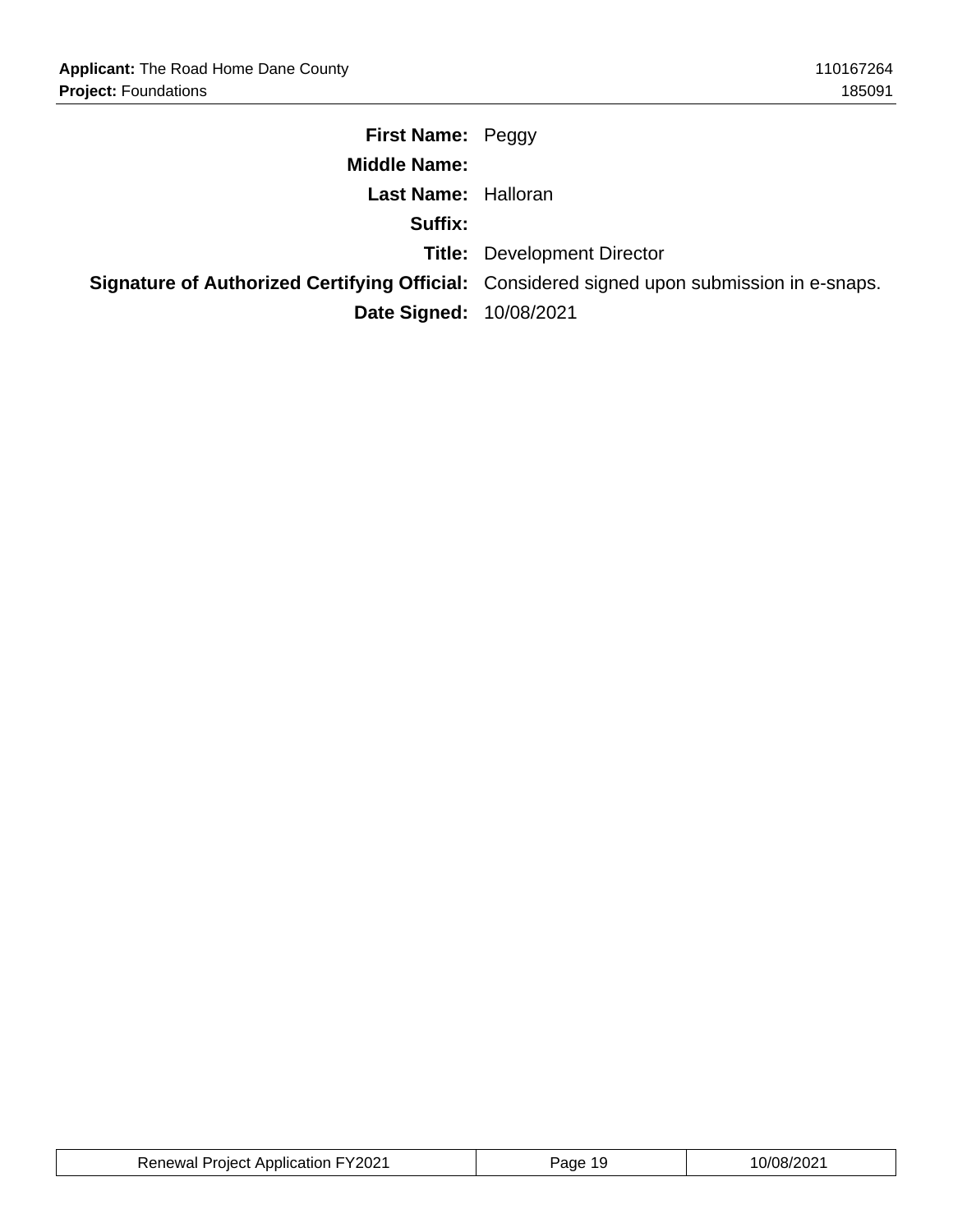| | |
|---|---|
| **First Name:** | Peggy |
| **Middle Name:** | |
| **Last Name:** | Halloran |
| **Suffix:** | |
| **Title:** | Development Director |
| **Signature of Authorized Certifying Official:** | Considered signed upon submission in e-snaps. |
| **Date Signed:** | 10/08/2021 |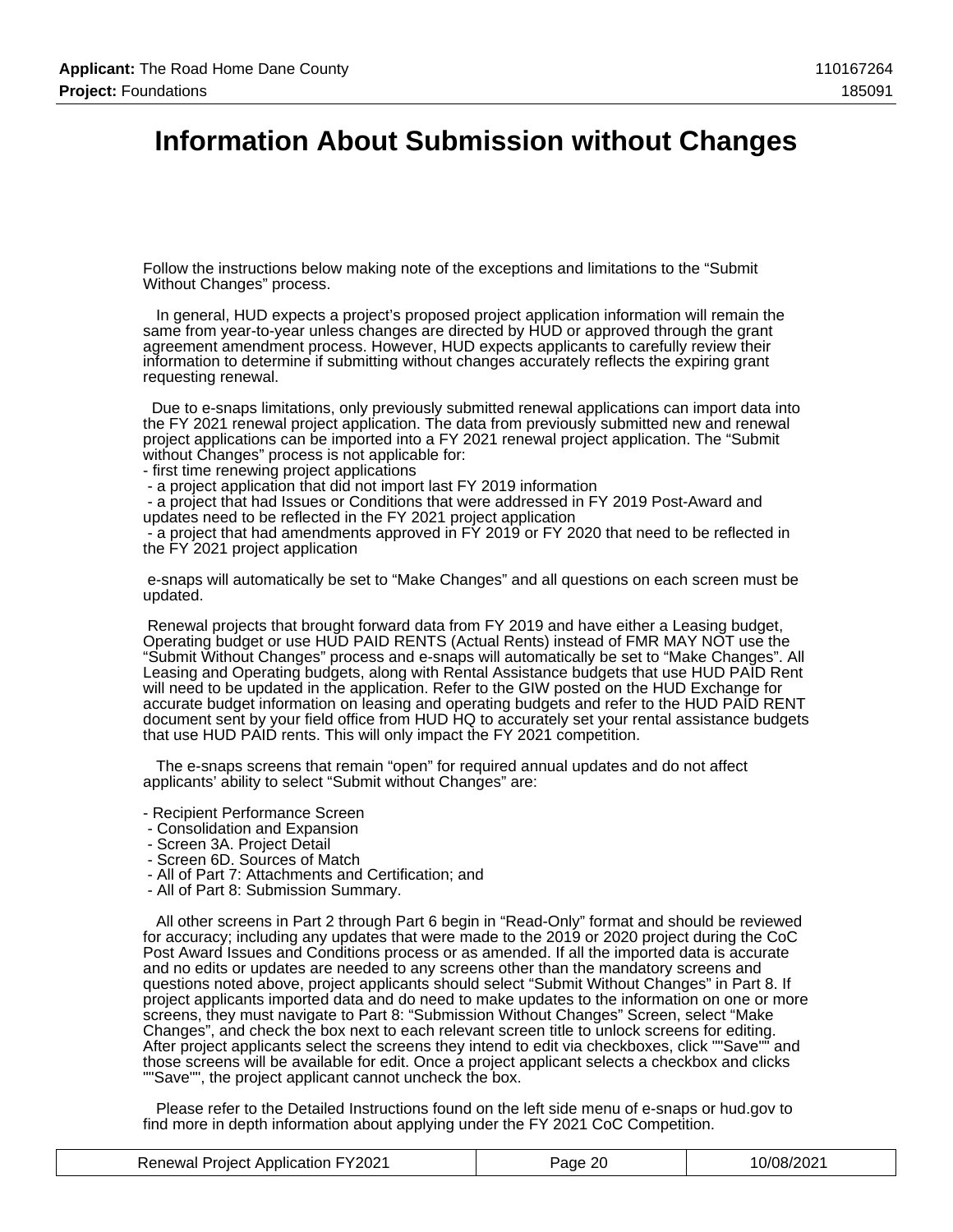# Information About Submission without Changes

Follow the instructions below making note of the exceptions and limitations to the "Submit Without Changes" process.

In general, HUD expects a project's proposed project application information will remain the same from year-to-year unless changes are directed by HUD or approved through the grant agreement amendment process. However, HUD expects applicants to carefully review their information to determine if submitting without changes accurately reflects the expiring grant requesting renewal.

Due to e-snaps limitations, only previously submitted renewal applications can import data into the FY 2021 renewal project application. The data from previously submitted new and renewal project applications can be imported into a FY 2021 renewal project application. The "Submit without Changes" process is not applicable for:

- first time renewing project applications
- a project application that did not import last FY 2019 information
- a project that had Issues or Conditions that were addressed in FY 2019 Post-Award and updates need to be reflected in the FY 2021 project application
- a project that had amendments approved in FY 2019 or FY 2020 that need to be reflected in the FY 2021 project application

e-snaps will automatically be set to "Make Changes" and all questions on each screen must be updated.

Renewal projects that brought forward data from FY 2019 and have either a Leasing budget, Operating budget or use HUD PAID RENTS (Actual Rents) instead of FMR MAY NOT use the "Submit Without Changes" process and e-snaps will automatically be set to "Make Changes". All Leasing and Operating budgets, along with Rental Assistance budgets that use HUD PAID Rent will need to be updated in the application. Refer to the GIW posted on the HUD Exchange for accurate budget information on leasing and operating budgets and refer to the HUD PAID RENT document sent by your field office from HUD HQ to accurately set your rental assistance budgets that use HUD PAID rents. This will only impact the FY 2021 competition.

The e-snaps screens that remain "open" for required annual updates and do not affect applicants' ability to select "Submit without Changes" are:

- Recipient Performance Screen
- Consolidation and Expansion
- Screen 3A. Project Detail
- Screen 6D. Sources of Match
- All of Part 7: Attachments and Certification; and
- All of Part 8: Submission Summary.

All other screens in Part 2 through Part 6 begin in "Read-Only" format and should be reviewed for accuracy; including any updates that were made to the 2019 or 2020 project during the CoC Post Award Issues and Conditions process or as amended. If all the imported data is accurate and no edits or updates are needed to any screens other than the mandatory screens and questions noted above, project applicants should select "Submit Without Changes" in Part 8. If project applicants imported data and do need to make updates to the information on one or more screens, they must navigate to Part 8: "Submission Without Changes" Screen, select "Make Changes", and check the box next to each relevant screen title to unlock screens for editing. After project applicants select the screens they intend to edit via checkboxes, click ""Save"" and those screens will be available for edit. Once a project applicant selects a checkbox and clicks ""Save"", the project applicant cannot uncheck the box.

Please refer to the Detailed Instructions found on the left side menu of e-snaps or hud.gov to find more in depth information about applying under the FY 2021 CoC Competition.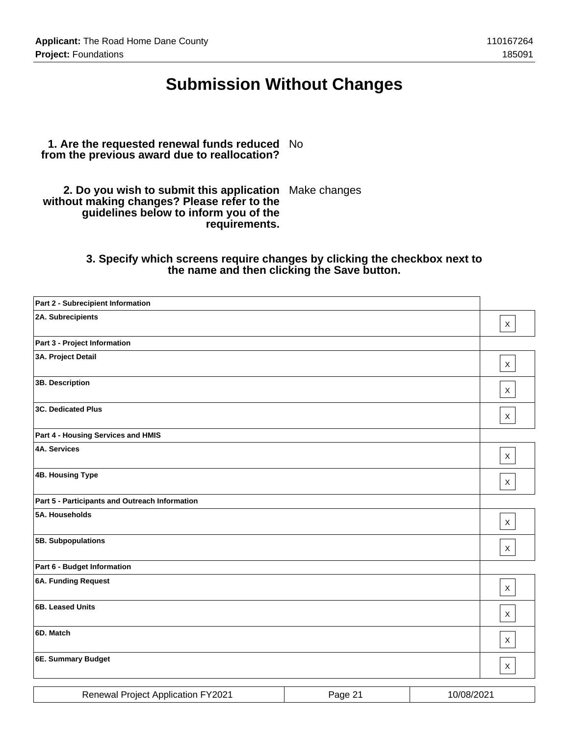# Submission Without Changes

**1. Are the requested renewal funds reduced from the previous award due to reallocation?** No

**2. Do you wish to submit this application without making changes? Please refer to the guidelines below to inform you of the requirements.** Make changes

**3. Specify which screens require changes by clicking the checkbox next to the name and then clicking the Save button.**

| | |
|---|---|
| **Part 2 - Subrecipient Information** | |
| **2A. Subrecipients** | X |
| **Part 3 - Project Information** | |
| **3A. Project Detail** | X |
| **3B. Description** | X |
| **3C. Dedicated Plus** | X |
| **Part 4 - Housing Services and HMIS** | |
| **4A. Services** | X |
| **4B. Housing Type** | X |
| **Part 5 - Participants and Outreach Information** | |
| **5A. Households** | X |
| **5B. Subpopulations** | X |
| **Part 6 - Budget Information** | |
| **6A. Funding Request** | X |
| **6B. Leased Units** | X |
| **6D. Match** | X |
| **6E. Summary Budget** | X |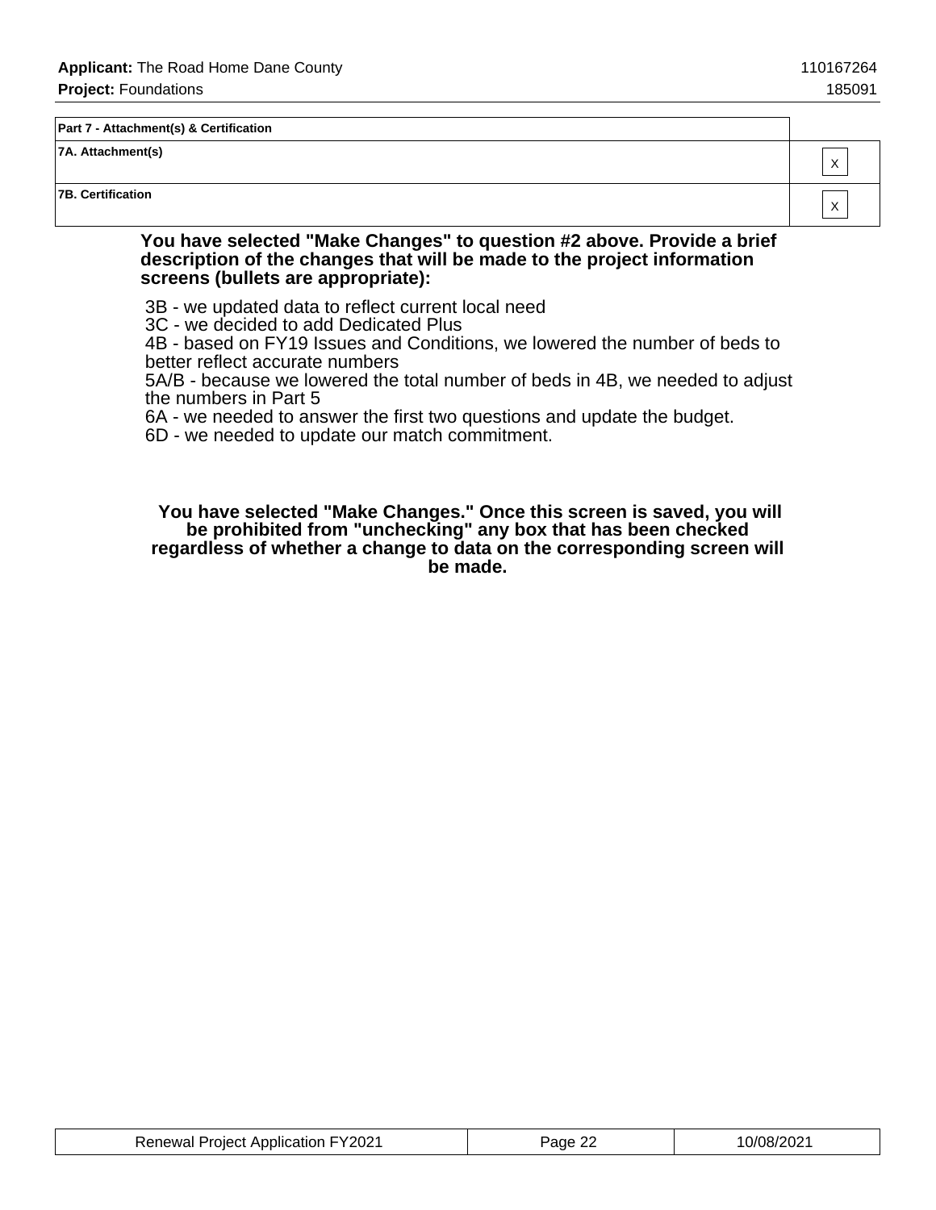| Part 7 - Attachment(s) & Certification | |
|---|---|
| 7A. Attachment(s) | X |
| 7B. Certification | X |

**You have selected "Make Changes" to question #2 above. Provide a brief description of the changes that will be made to the project information screens (bullets are appropriate):**

3B - we updated data to reflect current local need
3C - we decided to add Dedicated Plus
4B - based on FY19 Issues and Conditions, we lowered the number of beds to better reflect accurate numbers
5A/B - because we lowered the total number of beds in 4B, we needed to adjust the numbers in Part 5
6A - we needed to answer the first two questions and update the budget.
6D - we needed to update our match commitment.

**You have selected "Make Changes." Once this screen is saved, you will be prohibited from "unchecking" any box that has been checked regardless of whether a change to data on the corresponding screen will be made.**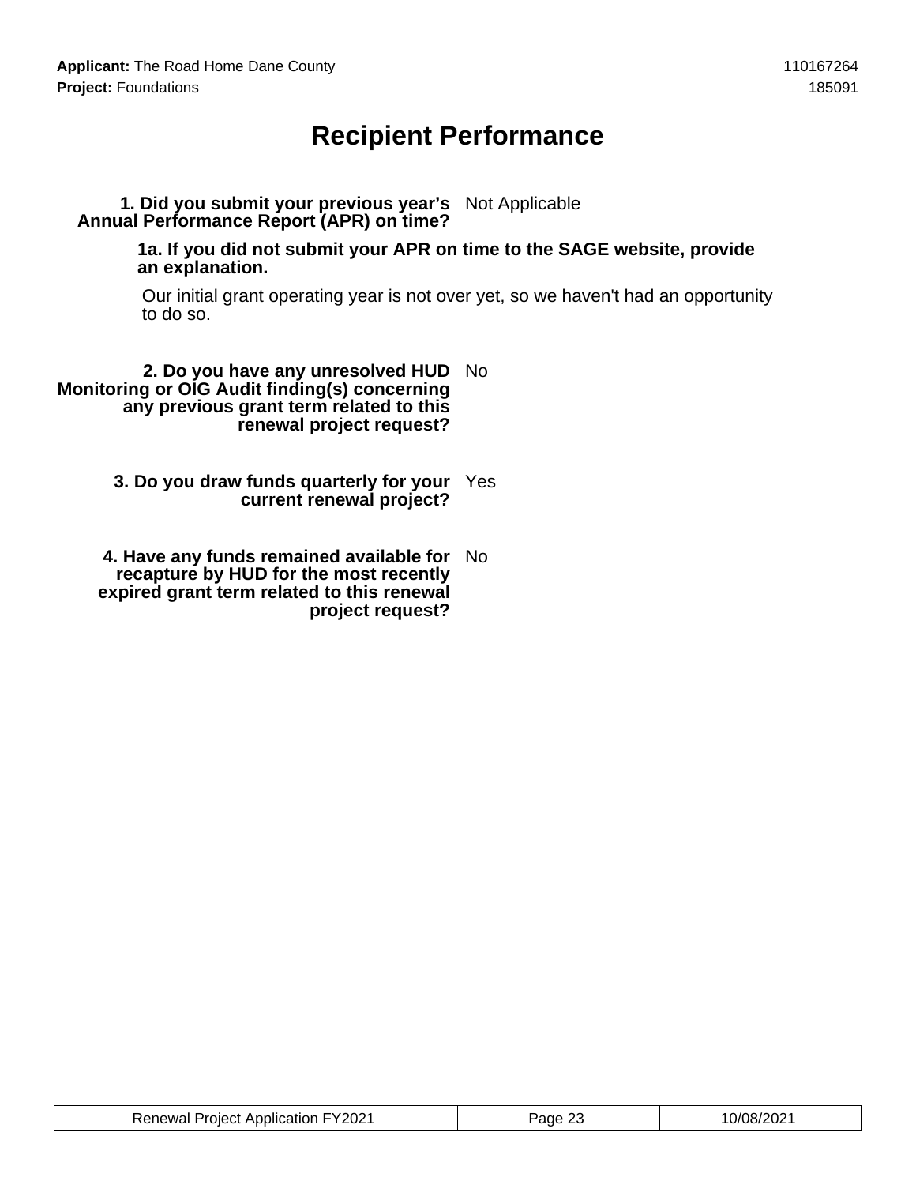# Recipient Performance

**1. Did you submit your previous year's Annual Performance Report (APR) on time?** Not Applicable

**1a. If you did not submit your APR on time to the SAGE website, provide an explanation.**

Our initial grant operating year is not over yet, so we haven't had an opportunity to do so.

**2. Do you have any unresolved HUD Monitoring or OIG Audit finding(s) concerning any previous grant term related to this renewal project request?** No

**3. Do you draw funds quarterly for your current renewal project?** Yes

**4. Have any funds remained available for recapture by HUD for the most recently expired grant term related to this renewal project request?** No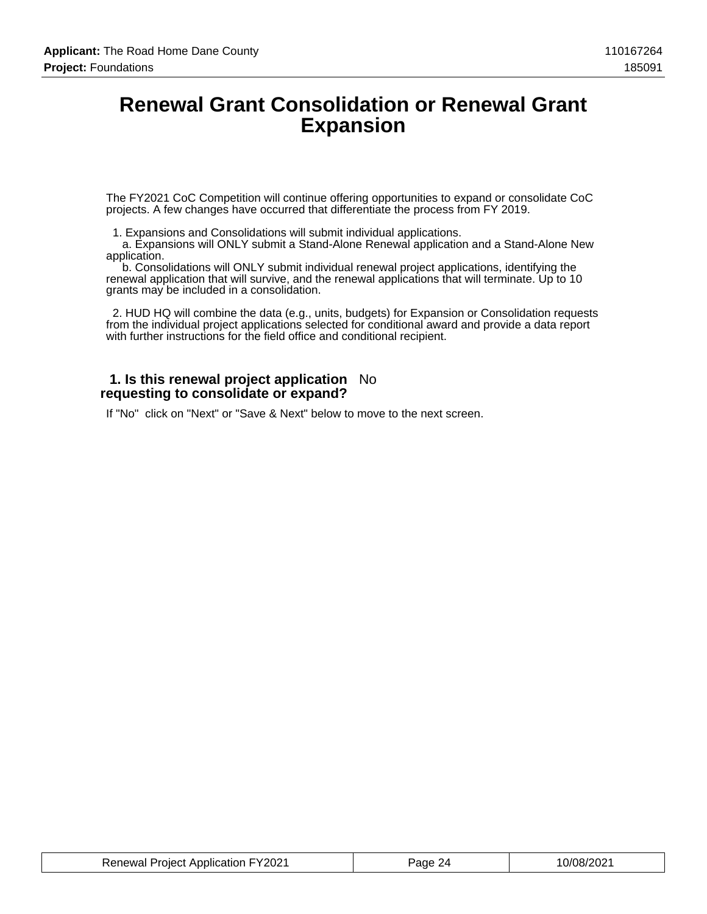# Renewal Grant Consolidation or Renewal Grant Expansion

The FY2021 CoC Competition will continue offering opportunities to expand or consolidate CoC projects. A few changes have occurred that differentiate the process from FY 2019.

1. Expansions and Consolidations will submit individual applications.
   a. Expansions will ONLY submit a Stand-Alone Renewal application and a Stand-Alone New application.
   b. Consolidations will ONLY submit individual renewal project applications, identifying the renewal application that will survive, and the renewal applications that will terminate. Up to 10 grants may be included in a consolidation.

2. HUD HQ will combine the data (e.g., units, budgets) for Expansion or Consolidation requests from the individual project applications selected for conditional award and provide a data report with further instructions for the field office and conditional recipient.

**1. Is this renewal project application requesting to consolidate or expand?** No

If "No" click on "Next" or "Save & Next" below to move to the next screen.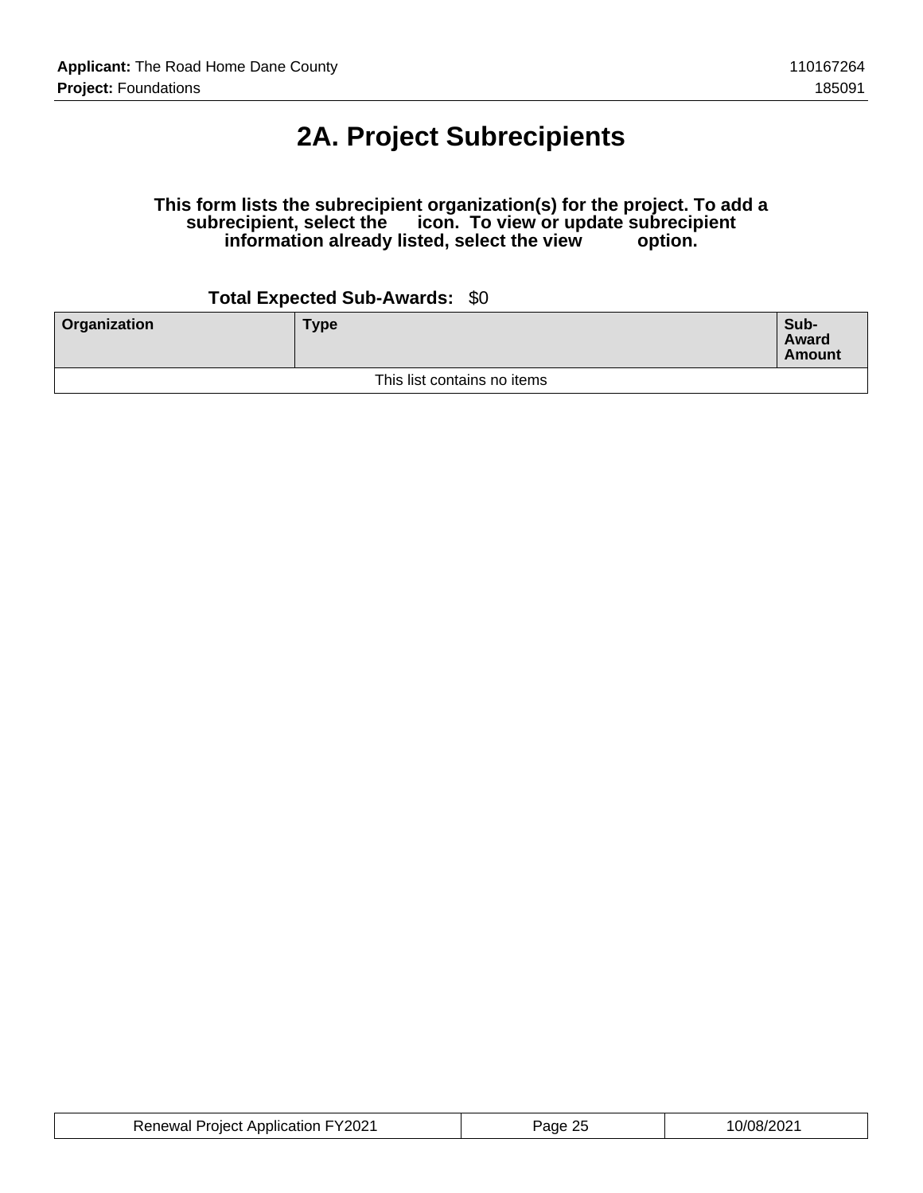# 2A. Project Subrecipients

**This form lists the subrecipient organization(s) for the project. To add a subrecipient, select the icon. To view or update subrecipient information already listed, select the view option.**

**Total Expected Sub-Awards:** $0

| Organization | Type | Sub-Award Amount |
|---|---|---|
| This list contains no items | | |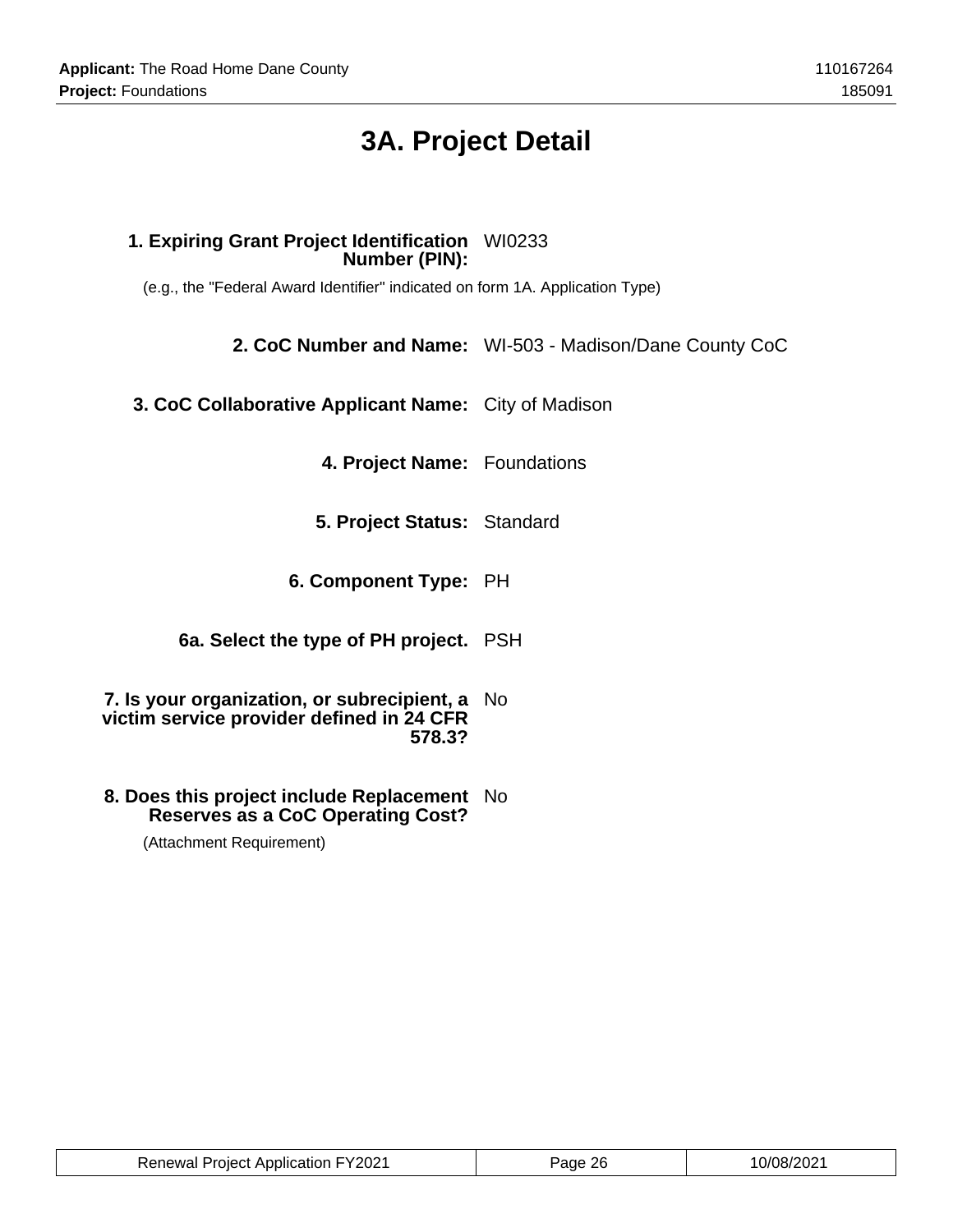# 3A. Project Detail

**1. Expiring Grant Project Identification Number (PIN):** WI0233

(e.g., the "Federal Award Identifier" indicated on form 1A. Application Type)

**2. CoC Number and Name:** WI-503 - Madison/Dane County CoC

**3. CoC Collaborative Applicant Name:** City of Madison

**4. Project Name:** Foundations

**5. Project Status:** Standard

**6. Component Type:** PH

**6a. Select the type of PH project.** PSH

**7. Is your organization, or subrecipient, a victim service provider defined in 24 CFR 578.3?** No

**8. Does this project include Replacement Reserves as a CoC Operating Cost?** No

(Attachment Requirement)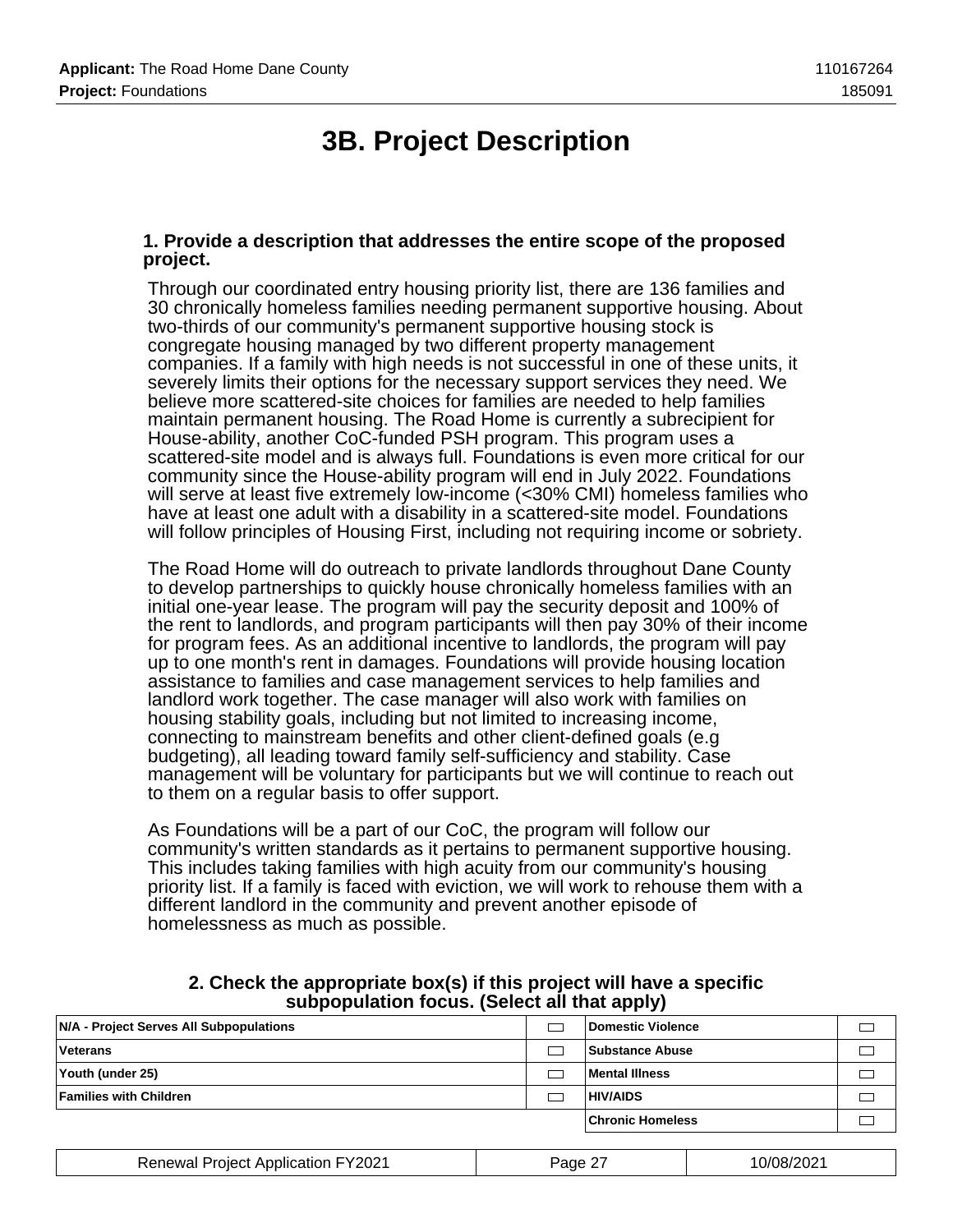# 3B. Project Description

**1. Provide a description that addresses the entire scope of the proposed project.**

Through our coordinated entry housing priority list, there are 136 families and 30 chronically homeless families needing permanent supportive housing. About two-thirds of our community's permanent supportive housing stock is congregate housing managed by two different property management companies. If a family with high needs is not successful in one of these units, it severely limits their options for the necessary support services they need. We believe more scattered-site choices for families are needed to help families maintain permanent housing. The Road Home is currently a subrecipient for House-ability, another CoC-funded PSH program. This program uses a scattered-site model and is always full. Foundations is even more critical for our community since the House-ability program will end in July 2022. Foundations will serve at least five extremely low-income (<30% CMI) homeless families who have at least one adult with a disability in a scattered-site model. Foundations will follow principles of Housing First, including not requiring income or sobriety.

The Road Home will do outreach to private landlords throughout Dane County to develop partnerships to quickly house chronically homeless families with an initial one-year lease. The program will pay the security deposit and 100% of the rent to landlords, and program participants will then pay 30% of their income for program fees. As an additional incentive to landlords, the program will pay up to one month's rent in damages. Foundations will provide housing location assistance to families and case management services to help families and landlord work together. The case manager will also work with families on housing stability goals, including but not limited to increasing income, connecting to mainstream benefits and other client-defined goals (e.g budgeting), all leading toward family self-sufficiency and stability. Case management will be voluntary for participants but we will continue to reach out to them on a regular basis to offer support.

As Foundations will be a part of our CoC, the program will follow our community's written standards as it pertains to permanent supportive housing. This includes taking families with high acuity from our community's housing priority list. If a family is faced with eviction, we will work to rehouse them with a different landlord in the community and prevent another episode of homelessness as much as possible.

**2. Check the appropriate box(s) if this project will have a specific subpopulation focus. (Select all that apply)**

| | | | |
|---|---|---|---|
| N/A - Project Serves All Subpopulations | ☐ | Domestic Violence | ☐ |
| Veterans | ☐ | Substance Abuse | ☐ |
| Youth (under 25) | ☐ | Mental Illness | ☐ |
| Families with Children | ☐ | HIV/AIDS | ☐ |
| | | Chronic Homeless | ☐ |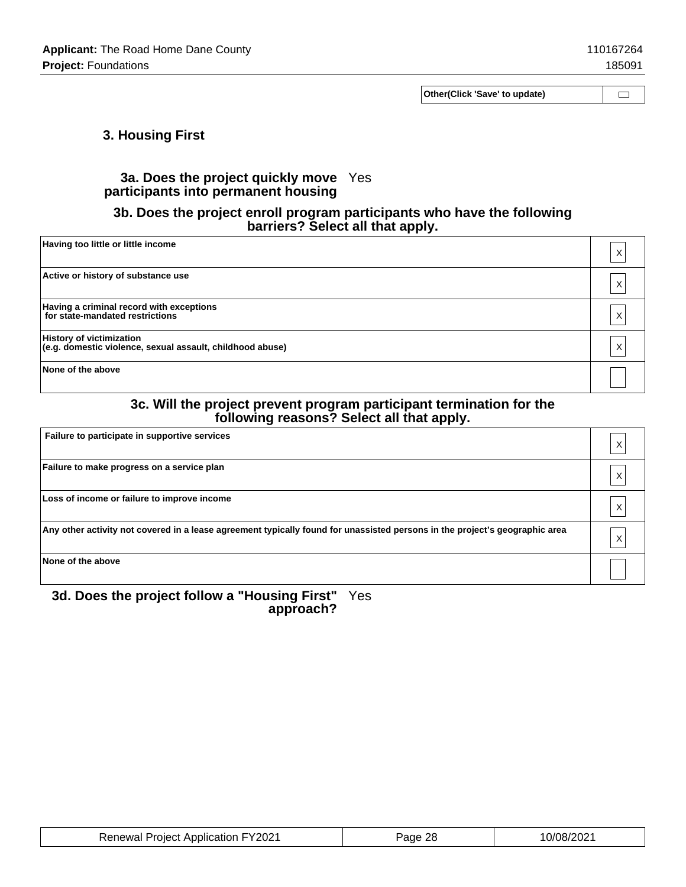| Other(Click 'Save' to update) | |
|---|---|

## 3. Housing First

**3a. Does the project quickly move participants into permanent housing** Yes

### 3b. Does the project enroll program participants who have the following barriers? Select all that apply.

| | |
|---|---|
| Having too little or little income | X |
| Active or history of substance use | X |
| Having a criminal record with exceptions for state-mandated restrictions | X |
| History of victimization (e.g. domestic violence, sexual assault, childhood abuse) | X |
| None of the above | |

### 3c. Will the project prevent program participant termination for the following reasons? Select all that apply.

| | |
|---|---|
| Failure to participate in supportive services | X |
| Failure to make progress on a service plan | X |
| Loss of income or failure to improve income | X |
| Any other activity not covered in a lease agreement typically found for unassisted persons in the project's geographic area | X |
| None of the above | |

**3d. Does the project follow a "Housing First" approach?** Yes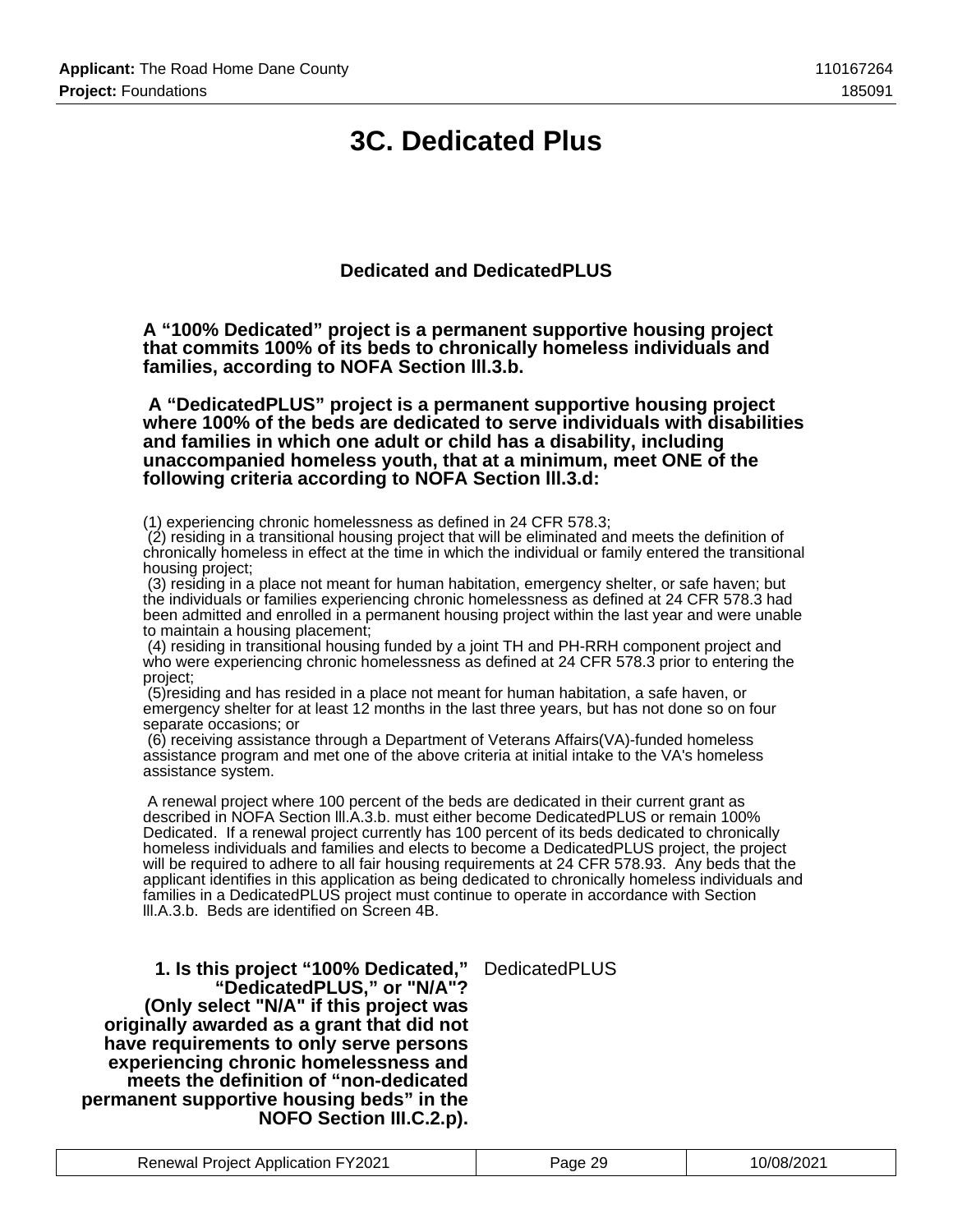# 3C. Dedicated Plus

### Dedicated and DedicatedPLUS

**A “100% Dedicated” project is a permanent supportive housing project that commits 100% of its beds to chronically homeless individuals and families, according to NOFA Section lll.3.b.**

**A “DedicatedPLUS” project is a permanent supportive housing project where 100% of the beds are dedicated to serve individuals with disabilities and families in which one adult or child has a disability, including unaccompanied homeless youth, that at a minimum, meet ONE of the following criteria according to NOFA Section lll.3.d:**

(1) experiencing chronic homelessness as defined in 24 CFR 578.3;
(2) residing in a transitional housing project that will be eliminated and meets the definition of chronically homeless in effect at the time in which the individual or family entered the transitional housing project;
(3) residing in a place not meant for human habitation, emergency shelter, or safe haven; but the individuals or families experiencing chronic homelessness as defined at 24 CFR 578.3 had been admitted and enrolled in a permanent housing project within the last year and were unable to maintain a housing placement;
(4) residing in transitional housing funded by a joint TH and PH-RRH component project and who were experiencing chronic homelessness as defined at 24 CFR 578.3 prior to entering the project;
(5)residing and has resided in a place not meant for human habitation, a safe haven, or emergency shelter for at least 12 months in the last three years, but has not done so on four separate occasions; or
(6) receiving assistance through a Department of Veterans Affairs(VA)-funded homeless assistance program and met one of the above criteria at initial intake to the VA's homeless assistance system.

A renewal project where 100 percent of the beds are dedicated in their current grant as described in NOFA Section lll.A.3.b. must either become DedicatedPLUS or remain 100% Dedicated. If a renewal project currently has 100 percent of its beds dedicated to chronically homeless individuals and families and elects to become a DedicatedPLUS project, the project will be required to adhere to all fair housing requirements at 24 CFR 578.93. Any beds that the applicant identifies in this application as being dedicated to chronically homeless individuals and families in a DedicatedPLUS project must continue to operate in accordance with Section lll.A.3.b. Beds are identified on Screen 4B.

**1. Is this project “100% Dedicated,” “DedicatedPLUS,” or "N/A"? (Only select "N/A" if this project was originally awarded as a grant that did not have requirements to only serve persons experiencing chronic homelessness and meets the definition of “non-dedicated permanent supportive housing beds” in the NOFO Section III.C.2.p).** DedicatedPLUS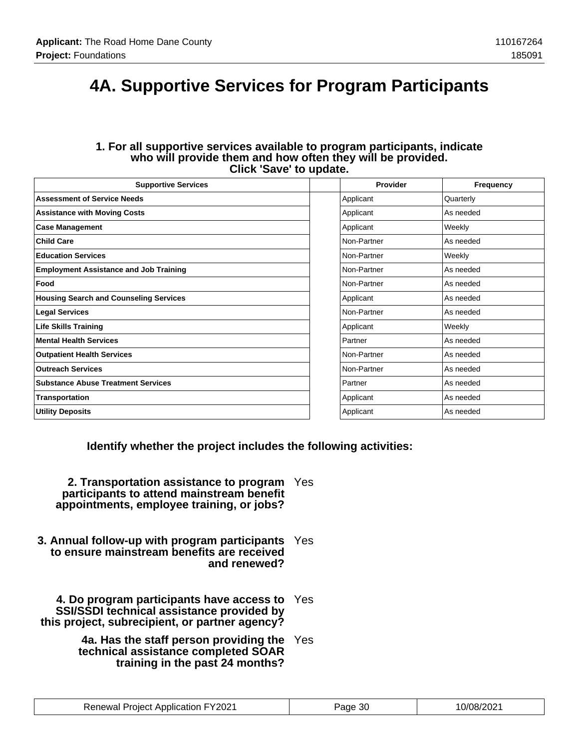# 4A. Supportive Services for Program Participants

**1. For all supportive services available to program participants, indicate who will provide them and how often they will be provided. Click 'Save' to update.**

| Supportive Services | | Provider | Frequency |
|---|---|---|---|
| **Assessment of Service Needs** | | Applicant | Quarterly |
| **Assistance with Moving Costs** | | Applicant | As needed |
| **Case Management** | | Applicant | Weekly |
| **Child Care** | | Non-Partner | As needed |
| **Education Services** | | Non-Partner | Weekly |
| **Employment Assistance and Job Training** | | Non-Partner | As needed |
| **Food** | | Non-Partner | As needed |
| **Housing Search and Counseling Services** | | Applicant | As needed |
| **Legal Services** | | Non-Partner | As needed |
| **Life Skills Training** | | Applicant | Weekly |
| **Mental Health Services** | | Partner | As needed |
| **Outpatient Health Services** | | Non-Partner | As needed |
| **Outreach Services** | | Non-Partner | As needed |
| **Substance Abuse Treatment Services** | | Partner | As needed |
| **Transportation** | | Applicant | As needed |
| **Utility Deposits** | | Applicant | As needed |

**Identify whether the project includes the following activities:**

**2. Transportation assistance to program participants to attend mainstream benefit appointments, employee training, or jobs?** Yes

**3. Annual follow-up with program participants to ensure mainstream benefits are received and renewed?** Yes

**4. Do program participants have access to SSI/SSDI technical assistance provided by this project, subrecipient, or partner agency?** Yes

**4a. Has the staff person providing the technical assistance completed SOAR training in the past 24 months?** Yes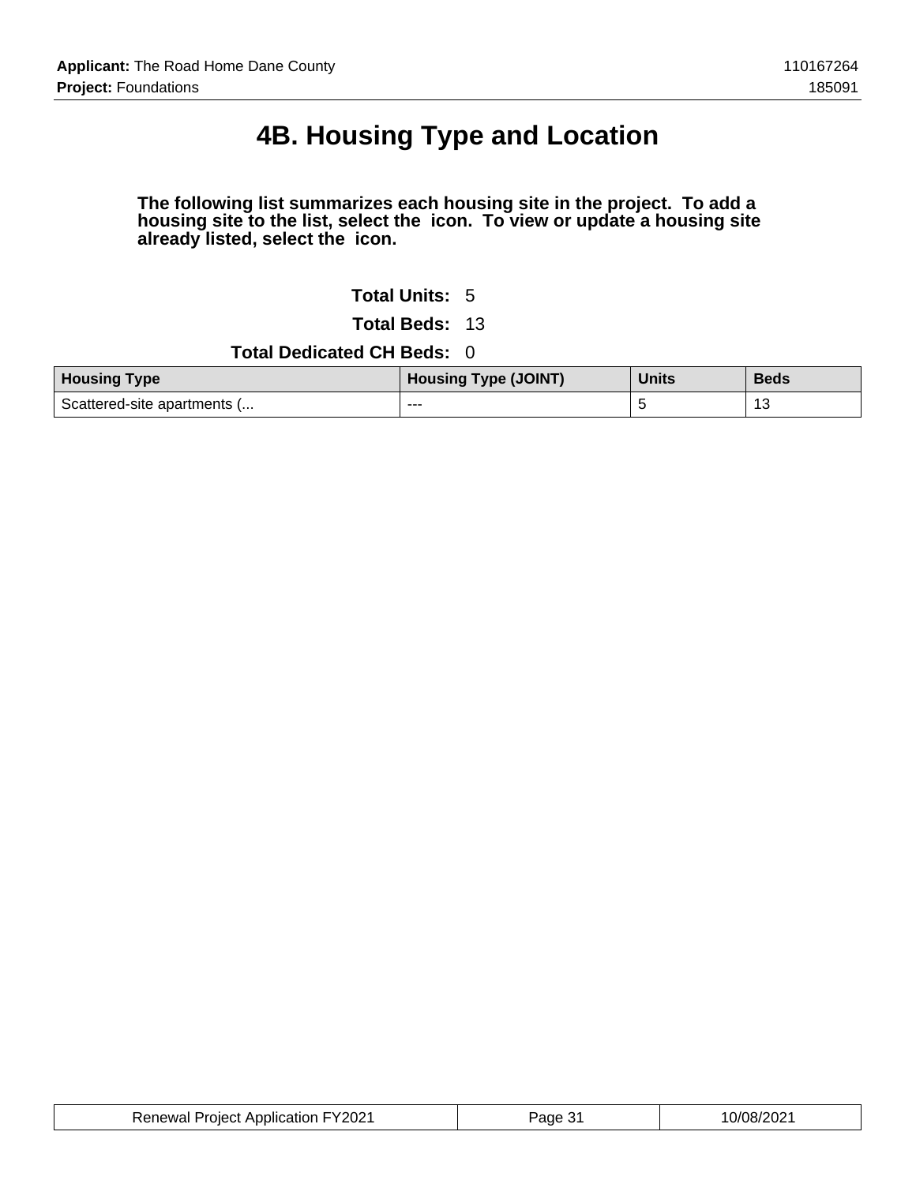# 4B. Housing Type and Location

**The following list summarizes each housing site in the project. To add a housing site to the list, select the icon. To view or update a housing site already listed, select the icon.**

**Total Units:** 5

**Total Beds:** 13

**Total Dedicated CH Beds:** 0

| Housing Type | Housing Type (JOINT) | Units | Beds |
| --- | --- | --- | --- |
| Scattered-site apartments (... | --- | 5 | 13 |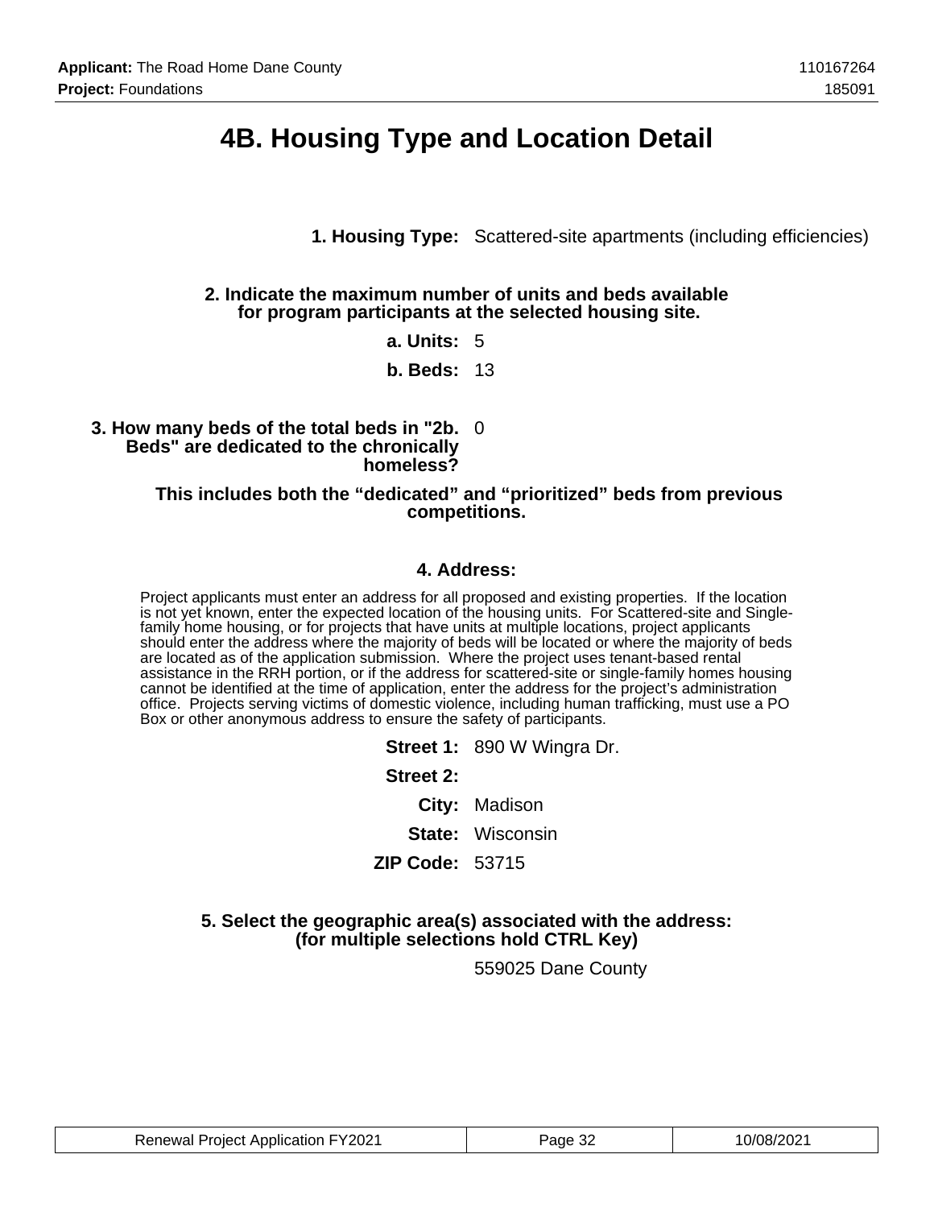# 4B. Housing Type and Location Detail

**1. Housing Type:** Scattered-site apartments (including efficiencies)

**2. Indicate the maximum number of units and beds available for program participants at the selected housing site.**

**a. Units:** 5

**b. Beds:** 13

**3. How many beds of the total beds in "2b. Beds" are dedicated to the chronically homeless?** 0

**This includes both the "dedicated" and "prioritized" beds from previous competitions.**

**4. Address:**

Project applicants must enter an address for all proposed and existing properties. If the location is not yet known, enter the expected location of the housing units. For Scattered-site and Single-family home housing, or for projects that have units at multiple locations, project applicants should enter the address where the majority of beds will be located or where the majority of beds are located as of the application submission. Where the project uses tenant-based rental assistance in the RRH portion, or if the address for scattered-site or single-family homes housing cannot be identified at the time of application, enter the address for the project's administration office. Projects serving victims of domestic violence, including human trafficking, must use a PO Box or other anonymous address to ensure the safety of participants.

**Street 1:** 890 W Wingra Dr.

**Street 2:**

**City:** Madison

**State:** Wisconsin

**ZIP Code:** 53715

**5. Select the geographic area(s) associated with the address: (for multiple selections hold CTRL Key)**

559025 Dane County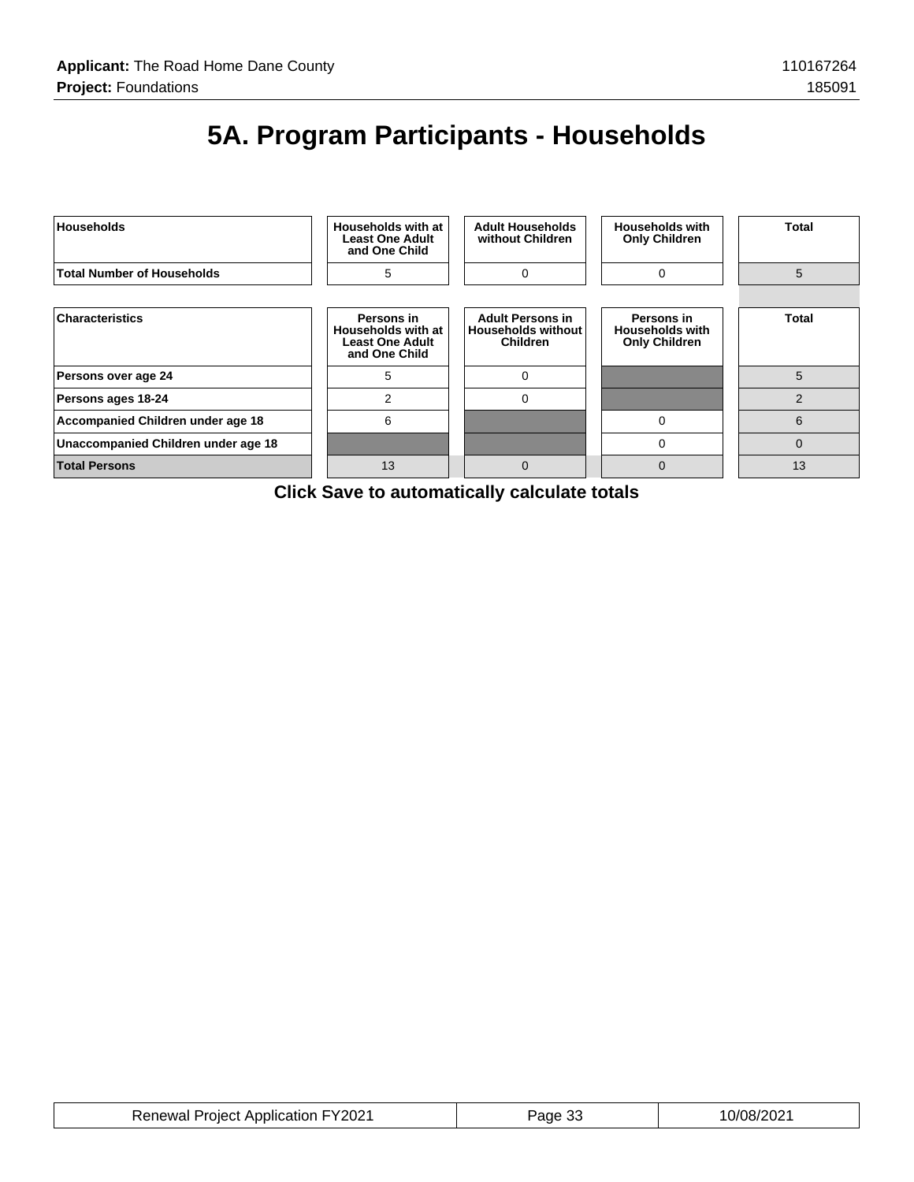# 5A. Program Participants - Households

| Households | Households with at Least One Adult and One Child | Adult Households without Children | Households with Only Children | Total |
|---|---|---|---|---|
| Total Number of Households | 5 | 0 | 0 | 5 |

| Characteristics | Persons in Households with at Least One Adult and One Child | Adult Persons in Households without Children | Persons in Households with Only Children | Total |
|---|---|---|---|---|
| Persons over age 24 | 5 | 0 | | 5 |
| Persons ages 18-24 | 2 | 0 | | 2 |
| Accompanied Children under age 18 | 6 | | 0 | 6 |
| Unaccompanied Children under age 18 | | | 0 | 0 |
| Total Persons | 13 | 0 | 0 | 13 |

**Click Save to automatically calculate totals**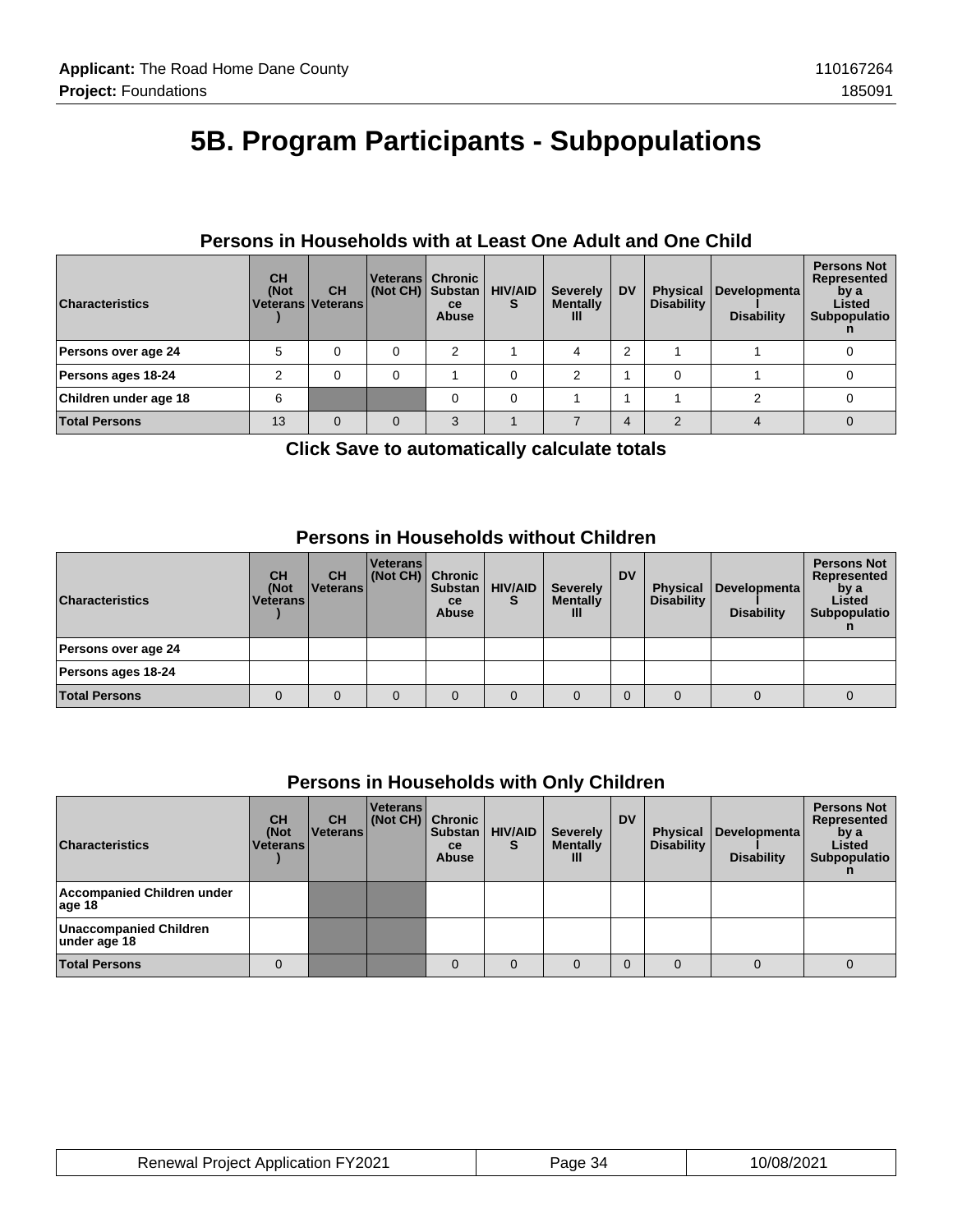# 5B. Program Participants - Subpopulations

### Persons in Households with at Least One Adult and One Child

| Characteristics | CH (Not Veterans) | CH Veterans | Veterans (Not CH) | Chronic Substance Abuse | HIV/AIDS | Severely Mentally Ill | DV | Physical Disability | Developmental Disability | Persons Not Represented by a Listed Subpopulation |
|---|---|---|---|---|---|---|---|---|---|---|
| Persons over age 24 | 5 | 0 | 0 | 2 | 1 | 4 | 2 | 1 | 1 | 0 |
| Persons ages 18-24 | 2 | 0 | 0 | 1 | 0 | 2 | 1 | 0 | 1 | 0 |
| Children under age 18 | 6 | | | 0 | 0 | 1 | 1 | 1 | 2 | 0 |
| **Total Persons** | 13 | 0 | 0 | 3 | 1 | 7 | 4 | 2 | 4 | 0 |

**Click Save to automatically calculate totals**

### Persons in Households without Children

| Characteristics | CH (Not Veterans) | CH Veterans | Veterans (Not CH) | Chronic Substance Abuse | HIV/AIDS | Severely Mentally Ill | DV | Physical Disability | Developmental Disability | Persons Not Represented by a Listed Subpopulation |
|---|---|---|---|---|---|---|---|---|---|---|
| Persons over age 24 | | | | | | | | | | |
| Persons ages 18-24 | | | | | | | | | | |
| **Total Persons** | 0 | 0 | 0 | 0 | 0 | 0 | 0 | 0 | 0 | 0 |

### Persons in Households with Only Children

| Characteristics | CH (Not Veterans) | CH Veterans | Veterans (Not CH) | Chronic Substance Abuse | HIV/AIDS | Severely Mentally Ill | DV | Physical Disability | Developmental Disability | Persons Not Represented by a Listed Subpopulation |
|---|---|---|---|---|---|---|---|---|---|---|
| Accompanied Children under age 18 | | | | | | | | | | |
| Unaccompanied Children under age 18 | | | | | | | | | | |
| **Total Persons** | 0 | | | 0 | 0 | 0 | 0 | 0 | 0 | 0 |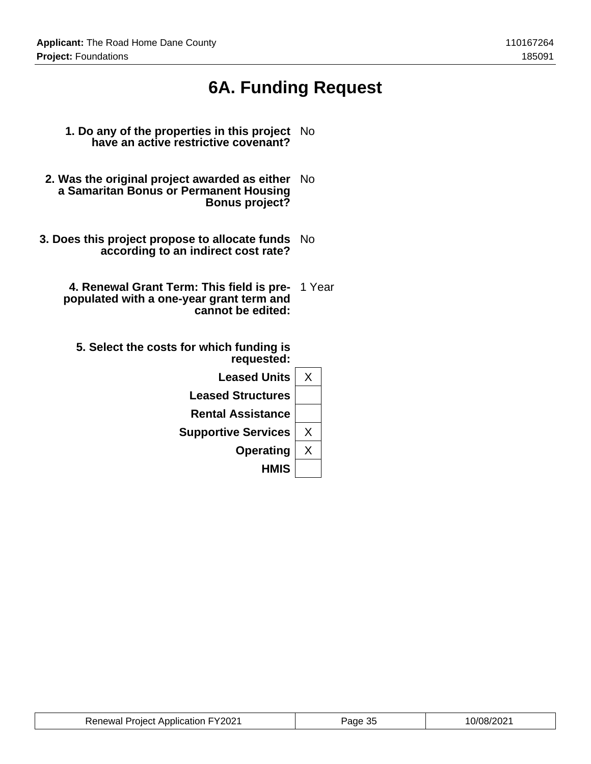# 6A. Funding Request

**1. Do any of the properties in this project have an active restrictive covenant?** No

**2. Was the original project awarded as either a Samaritan Bonus or Permanent Housing Bonus project?** No

**3. Does this project propose to allocate funds according to an indirect cost rate?** No

**4. Renewal Grant Term: This field is pre-populated with a one-year grant term and cannot be edited:** 1 Year

**5. Select the costs for which funding is requested:**

| Cost | Selected |
|---|---|
| **Leased Units** | X |
| **Leased Structures** | |
| **Rental Assistance** | |
| **Supportive Services** | X |
| **Operating** | X |
| **HMIS** | |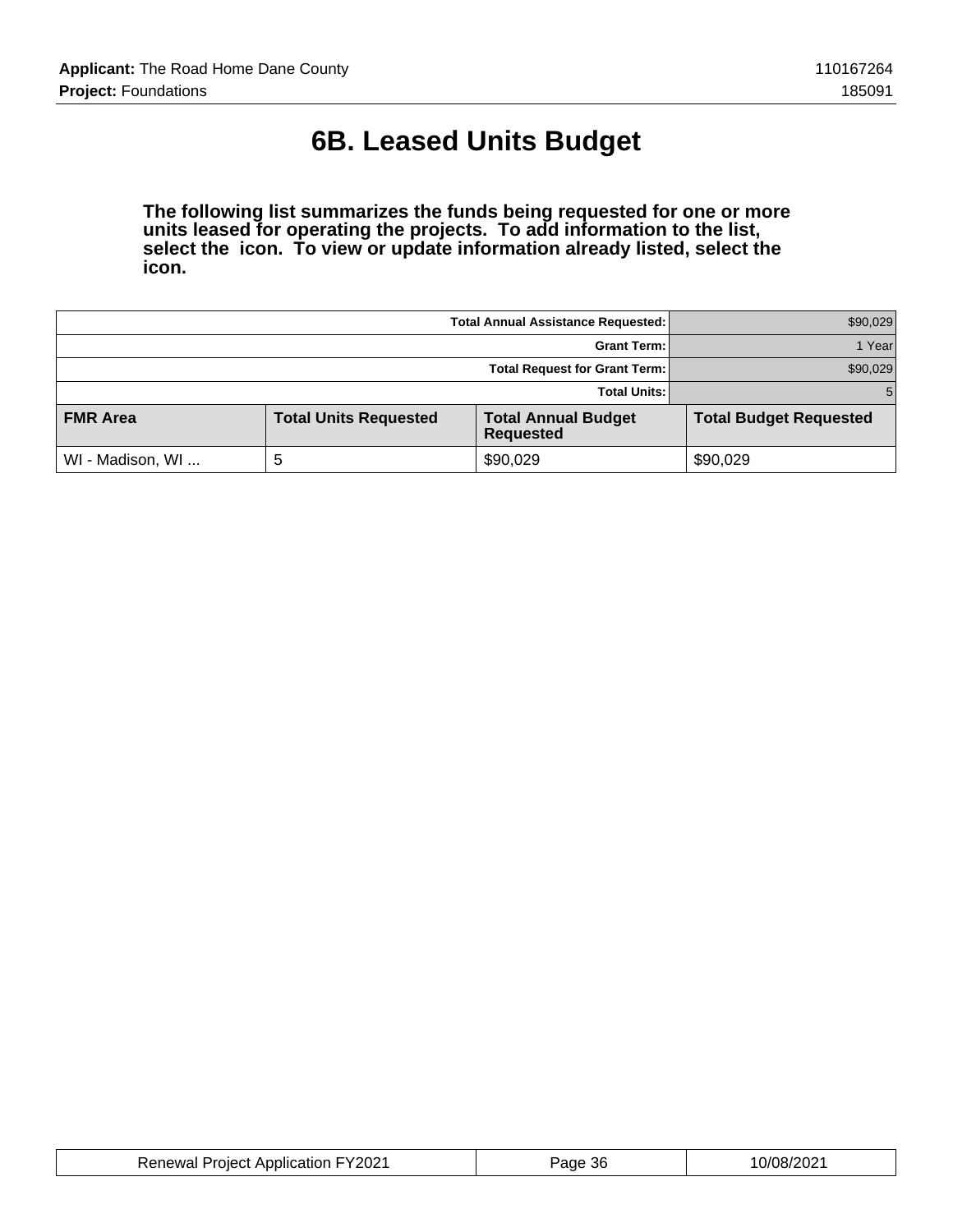# 6B. Leased Units Budget

**The following list summarizes the funds being requested for one or more units leased for operating the projects. To add information to the list, select the icon. To view or update information already listed, select the icon.**

| | |
|---:|---:|
| **Total Annual Assistance Requested:** | $90,029 |
| **Grant Term:** | 1 Year |
| **Total Request for Grant Term:** | $90,029 |
| **Total Units:** | 5 |

| FMR Area | Total Units Requested | Total Annual Budget Requested | Total Budget Requested |
|---|---|---|---|
| WI - Madison, WI ... | 5 | $90,029 | $90,029 |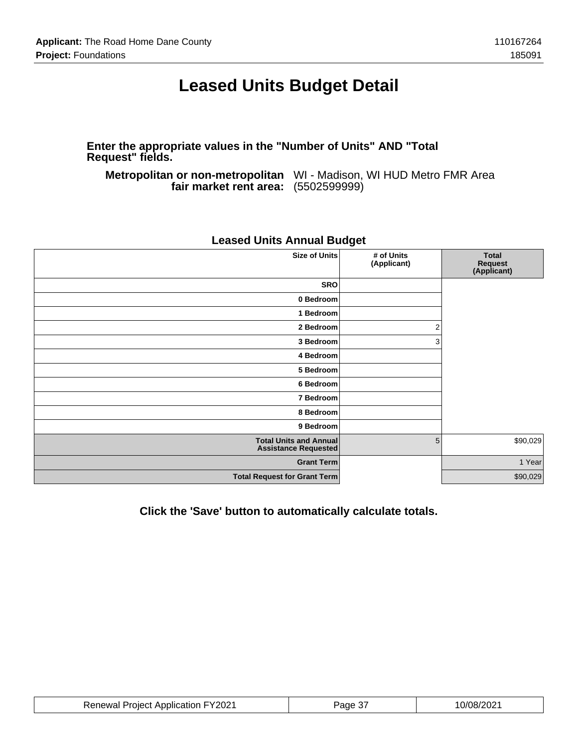# Leased Units Budget Detail

**Enter the appropriate values in the "Number of Units" AND "Total Request" fields.**

**Metropolitan or non-metropolitan fair market rent area:** WI - Madison, WI HUD Metro FMR Area (5502599999)

### Leased Units Annual Budget

| Size of Units | # of Units (Applicant) | Total Request (Applicant) |
|---|---|---|
| SRO | | |
| 0 Bedroom | | |
| 1 Bedroom | | |
| 2 Bedroom | 2 | |
| 3 Bedroom | 3 | |
| 4 Bedroom | | |
| 5 Bedroom | | |
| 6 Bedroom | | |
| 7 Bedroom | | |
| 8 Bedroom | | |
| 9 Bedroom | | |
| Total Units and Annual Assistance Requested | 5 | $90,029 |
| Grant Term | | 1 Year |
| Total Request for Grant Term | | $90,029 |

**Click the 'Save' button to automatically calculate totals.**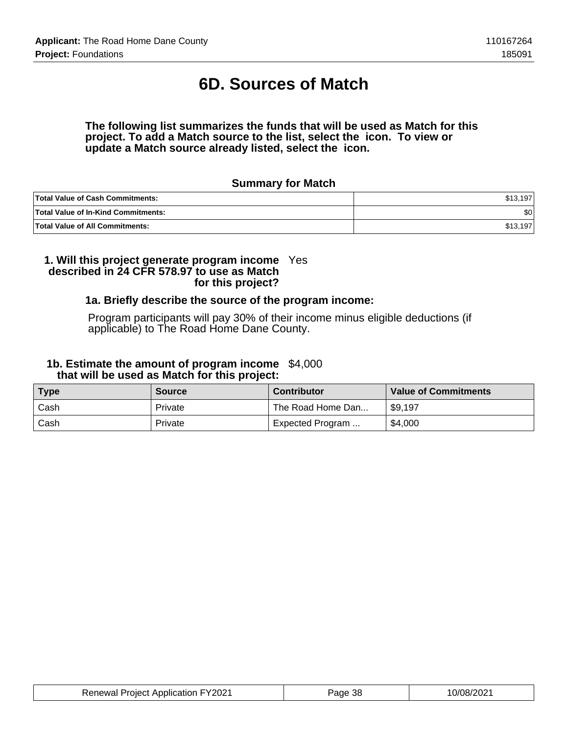# 6D. Sources of Match

**The following list summarizes the funds that will be used as Match for this project. To add a Match source to the list, select the icon. To view or update a Match source already listed, select the icon.**

### Summary for Match

| | |
|---|---:|
| **Total Value of Cash Commitments:** | $13,197 |
| **Total Value of In-Kind Commitments:** | $0 |
| **Total Value of All Commitments:** | $13,197 |

**1. Will this project generate program income described in 24 CFR 578.97 to use as Match for this project?** Yes

**1a. Briefly describe the source of the program income:**

Program participants will pay 30% of their income minus eligible deductions (if applicable) to The Road Home Dane County.

**1b. Estimate the amount of program income that will be used as Match for this project:** $4,000

| Type | Source | Contributor | Value of Commitments |
|---|---|---|---|
| Cash | Private | The Road Home Dan... | $9,197 |
| Cash | Private | Expected Program ... | $4,000 |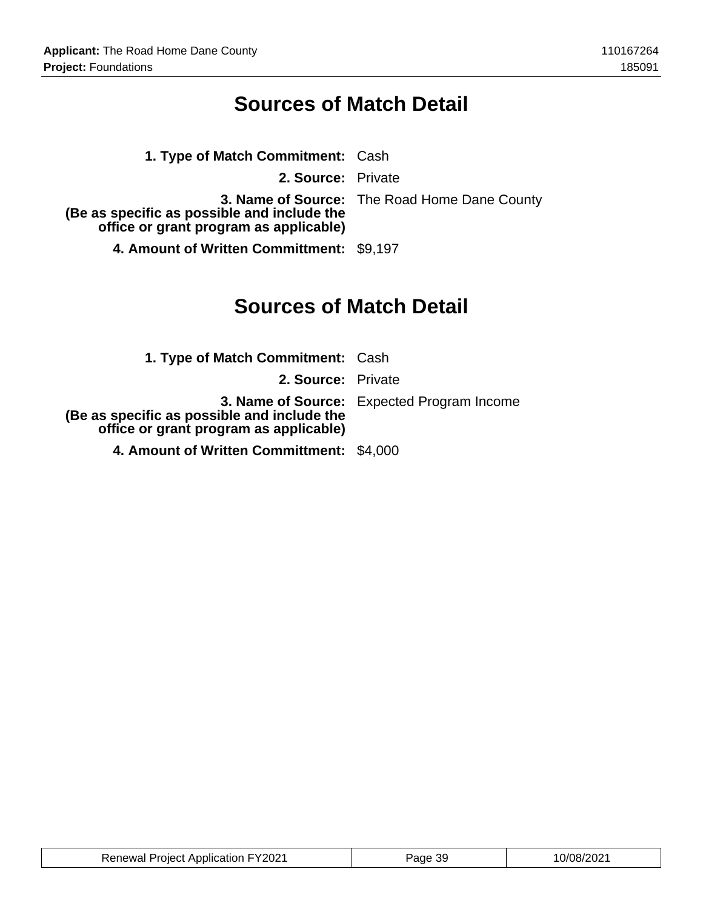# Sources of Match Detail

**1. Type of Match Commitment:** Cash

**2. Source:** Private

**3. Name of Source:**
**(Be as specific as possible and include the office or grant program as applicable)** The Road Home Dane County

**4. Amount of Written Committment:** $9,197

# Sources of Match Detail

**1. Type of Match Commitment:** Cash

**2. Source:** Private

**3. Name of Source:**
**(Be as specific as possible and include the office or grant program as applicable)** Expected Program Income

**4. Amount of Written Committment:** $4,000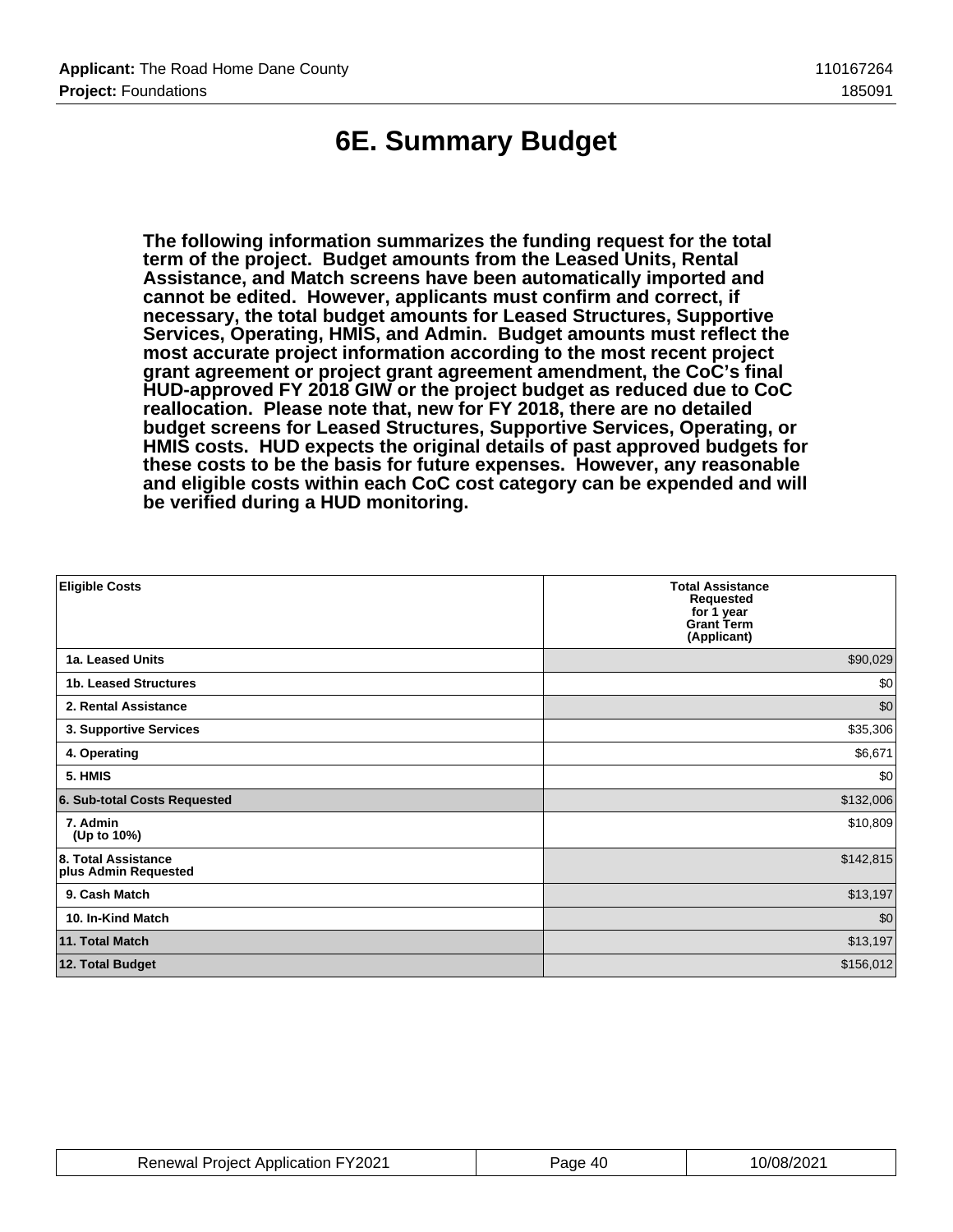# 6E. Summary Budget

**The following information summarizes the funding request for the total term of the project. Budget amounts from the Leased Units, Rental Assistance, and Match screens have been automatically imported and cannot be edited. However, applicants must confirm and correct, if necessary, the total budget amounts for Leased Structures, Supportive Services, Operating, HMIS, and Admin. Budget amounts must reflect the most accurate project information according to the most recent project grant agreement or project grant agreement amendment, the CoC's final HUD-approved FY 2018 GIW or the project budget as reduced due to CoC reallocation. Please note that, new for FY 2018, there are no detailed budget screens for Leased Structures, Supportive Services, Operating, or HMIS costs. HUD expects the original details of past approved budgets for these costs to be the basis for future expenses. However, any reasonable and eligible costs within each CoC cost category can be expended and will be verified during a HUD monitoring.**

| Eligible Costs | Total Assistance Requested for 1 year Grant Term (Applicant) |
|---|---|
| 1a. Leased Units | $90,029 |
| 1b. Leased Structures | $0 |
| 2. Rental Assistance | $0 |
| 3. Supportive Services | $35,306 |
| 4. Operating | $6,671 |
| 5. HMIS | $0 |
| 6. Sub-total Costs Requested | $132,006 |
| 7. Admin (Up to 10%) | $10,809 |
| 8. Total Assistance plus Admin Requested | $142,815 |
| 9. Cash Match | $13,197 |
| 10. In-Kind Match | $0 |
| 11. Total Match | $13,197 |
| 12. Total Budget | $156,012 |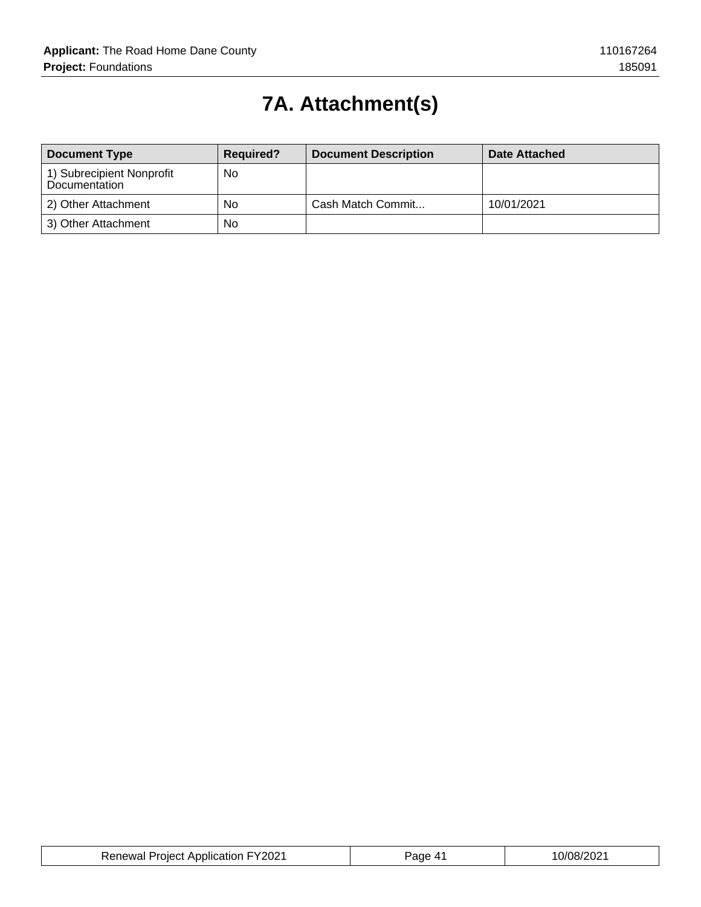# 7A. Attachment(s)

| Document Type | Required? | Document Description | Date Attached |
| --- | --- | --- | --- |
| 1) Subrecipient Nonprofit Documentation | No | | |
| 2) Other Attachment | No | Cash Match Commit... | 10/01/2021 |
| 3) Other Attachment | No | | |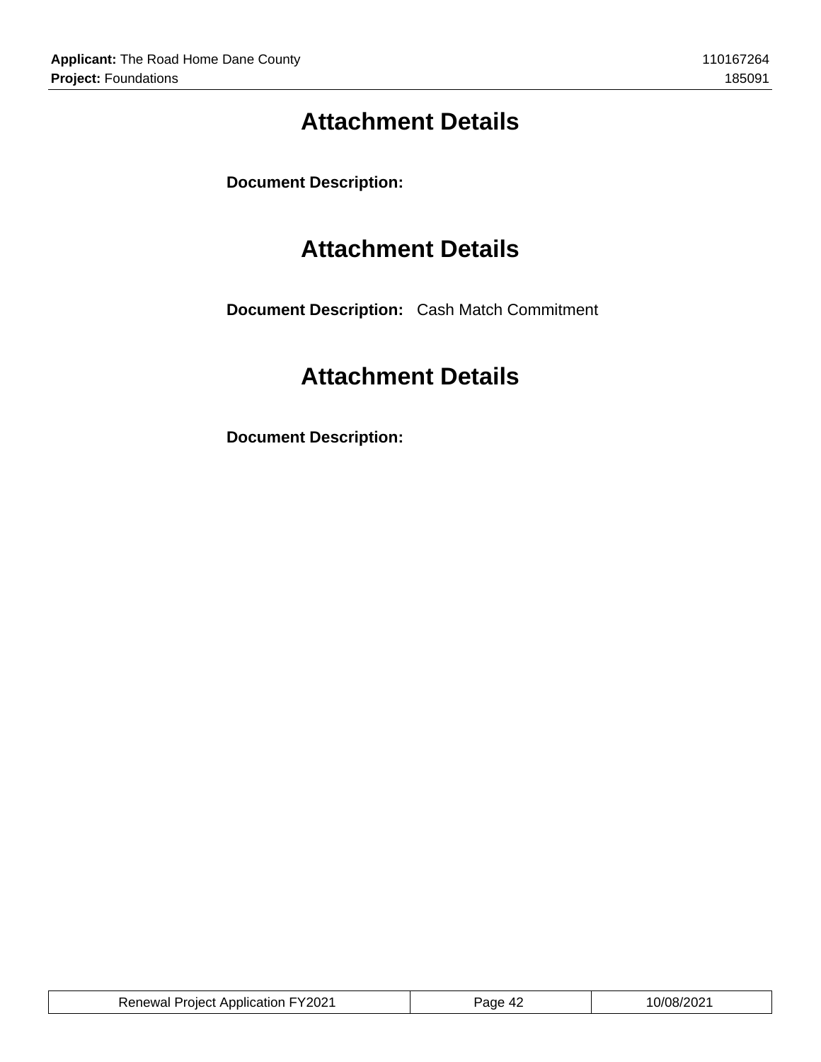# Attachment Details

**Document Description:**

# Attachment Details

**Document Description:** Cash Match Commitment

# Attachment Details

**Document Description:**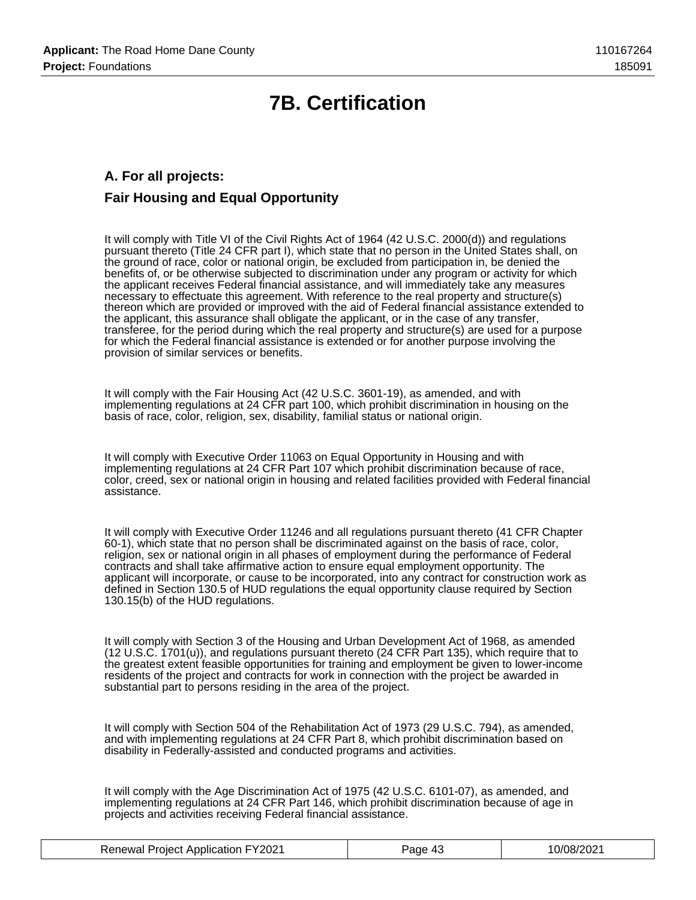# 7B. Certification

### A. For all projects:

### Fair Housing and Equal Opportunity

It will comply with Title VI of the Civil Rights Act of 1964 (42 U.S.C. 2000(d)) and regulations pursuant thereto (Title 24 CFR part I), which state that no person in the United States shall, on the ground of race, color or national origin, be excluded from participation in, be denied the benefits of, or be otherwise subjected to discrimination under any program or activity for which the applicant receives Federal financial assistance, and will immediately take any measures necessary to effectuate this agreement. With reference to the real property and structure(s) thereon which are provided or improved with the aid of Federal financial assistance extended to the applicant, this assurance shall obligate the applicant, or in the case of any transfer, transferee, for the period during which the real property and structure(s) are used for a purpose for which the Federal financial assistance is extended or for another purpose involving the provision of similar services or benefits.

It will comply with the Fair Housing Act (42 U.S.C. 3601-19), as amended, and with implementing regulations at 24 CFR part 100, which prohibit discrimination in housing on the basis of race, color, religion, sex, disability, familial status or national origin.

It will comply with Executive Order 11063 on Equal Opportunity in Housing and with implementing regulations at 24 CFR Part 107 which prohibit discrimination because of race, color, creed, sex or national origin in housing and related facilities provided with Federal financial assistance.

It will comply with Executive Order 11246 and all regulations pursuant thereto (41 CFR Chapter 60-1), which state that no person shall be discriminated against on the basis of race, color, religion, sex or national origin in all phases of employment during the performance of Federal contracts and shall take affirmative action to ensure equal employment opportunity. The applicant will incorporate, or cause to be incorporated, into any contract for construction work as defined in Section 130.5 of HUD regulations the equal opportunity clause required by Section 130.15(b) of the HUD regulations.

It will comply with Section 3 of the Housing and Urban Development Act of 1968, as amended (12 U.S.C. 1701(u)), and regulations pursuant thereto (24 CFR Part 135), which require that to the greatest extent feasible opportunities for training and employment be given to lower-income residents of the project and contracts for work in connection with the project be awarded in substantial part to persons residing in the area of the project.

It will comply with Section 504 of the Rehabilitation Act of 1973 (29 U.S.C. 794), as amended, and with implementing regulations at 24 CFR Part 8, which prohibit discrimination based on disability in Federally-assisted and conducted programs and activities.

It will comply with the Age Discrimination Act of 1975 (42 U.S.C. 6101-07), as amended, and implementing regulations at 24 CFR Part 146, which prohibit discrimination because of age in projects and activities receiving Federal financial assistance.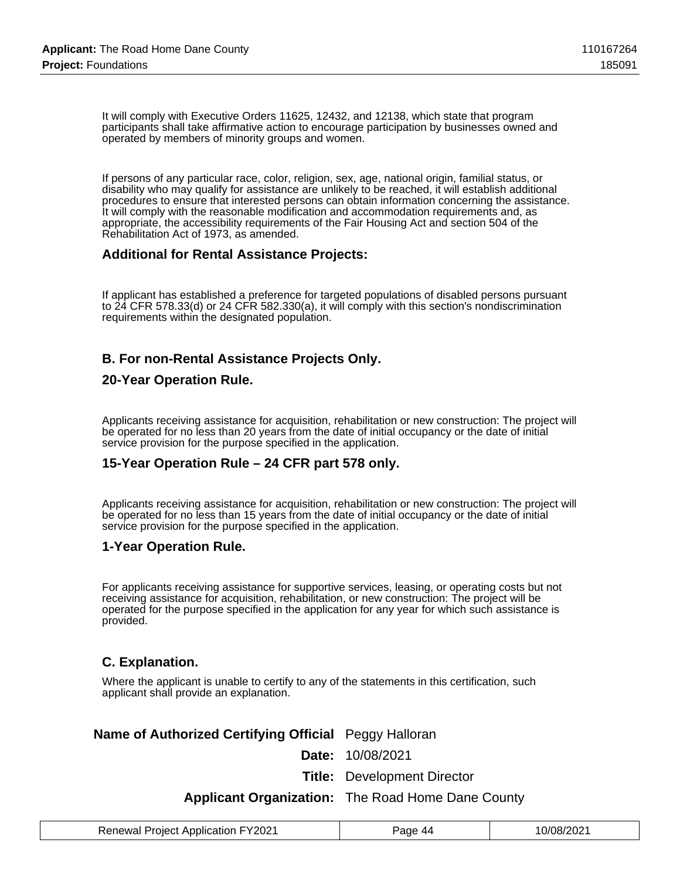It will comply with Executive Orders 11625, 12432, and 12138, which state that program participants shall take affirmative action to encourage participation by businesses owned and operated by members of minority groups and women.

If persons of any particular race, color, religion, sex, age, national origin, familial status, or disability who may qualify for assistance are unlikely to be reached, it will establish additional procedures to ensure that interested persons can obtain information concerning the assistance. It will comply with the reasonable modification and accommodation requirements and, as appropriate, the accessibility requirements of the Fair Housing Act and section 504 of the Rehabilitation Act of 1973, as amended.

### Additional for Rental Assistance Projects:

If applicant has established a preference for targeted populations of disabled persons pursuant to 24 CFR 578.33(d) or 24 CFR 582.330(a), it will comply with this section's nondiscrimination requirements within the designated population.

### B. For non-Rental Assistance Projects Only.

### 20-Year Operation Rule.

Applicants receiving assistance for acquisition, rehabilitation or new construction: The project will be operated for no less than 20 years from the date of initial occupancy or the date of initial service provision for the purpose specified in the application.

### 15-Year Operation Rule – 24 CFR part 578 only.

Applicants receiving assistance for acquisition, rehabilitation or new construction: The project will be operated for no less than 15 years from the date of initial occupancy or the date of initial service provision for the purpose specified in the application.

### 1-Year Operation Rule.

For applicants receiving assistance for supportive services, leasing, or operating costs but not receiving assistance for acquisition, rehabilitation, or new construction: The project will be operated for the purpose specified in the application for any year for which such assistance is provided.

### C. Explanation.

Where the applicant is unable to certify to any of the statements in this certification, such applicant shall provide an explanation.

**Name of Authorized Certifying Official** Peggy Halloran

**Date:** 10/08/2021

**Title:** Development Director

**Applicant Organization:** The Road Home Dane County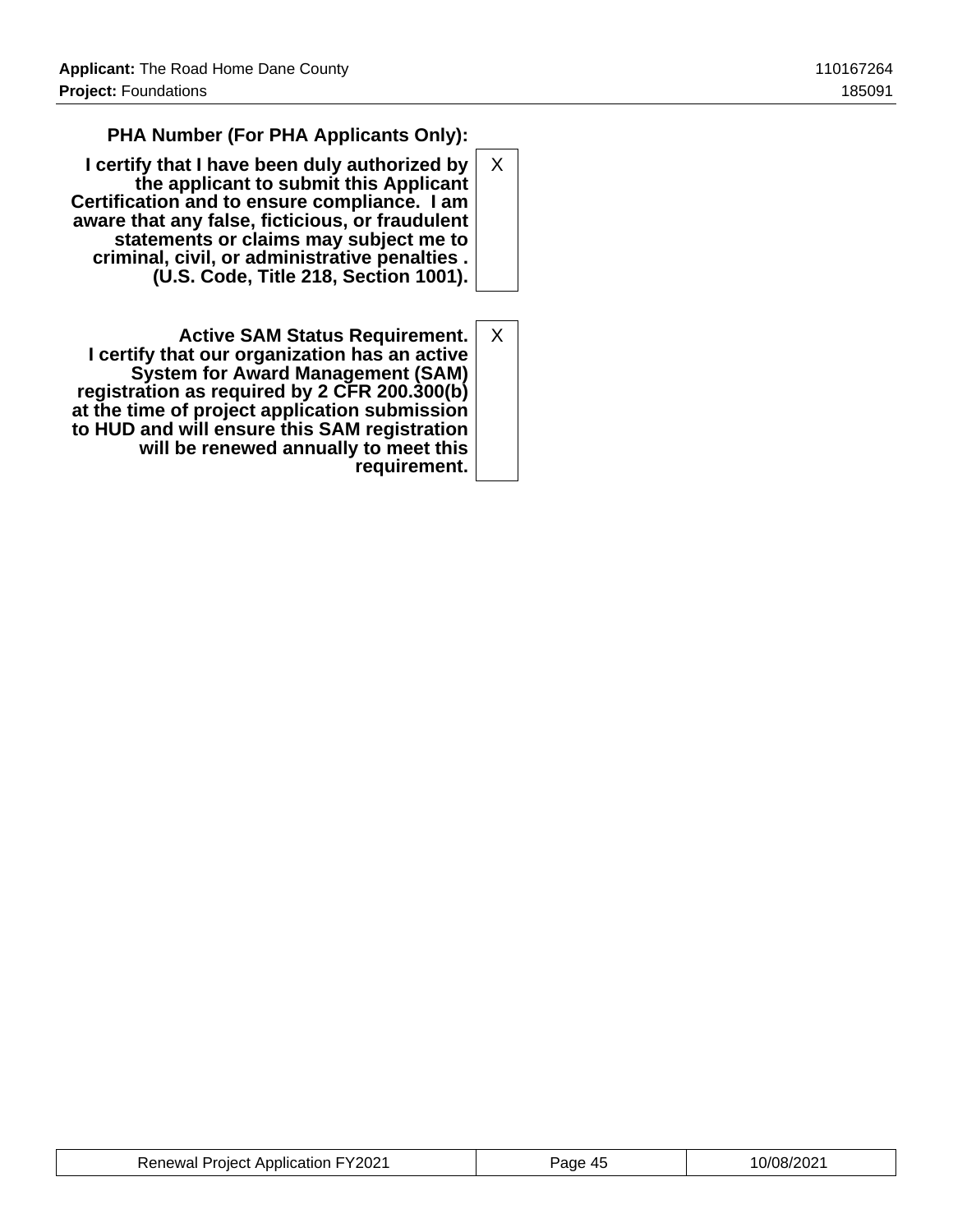| | |
|---|---|
| **PHA Number (For PHA Applicants Only):** | |
| **I certify that I have been duly authorized by the applicant to submit this Applicant Certification and to ensure compliance. I am aware that any false, ficticious, or fraudulent statements or claims may subject me to criminal, civil, or administrative penalties . (U.S. Code, Title 218, Section 1001).** | X |
| **Active SAM Status Requirement. I certify that our organization has an active System for Award Management (SAM) registration as required by 2 CFR 200.300(b) at the time of project application submission to HUD and will ensure this SAM registration will be renewed annually to meet this requirement.** | X |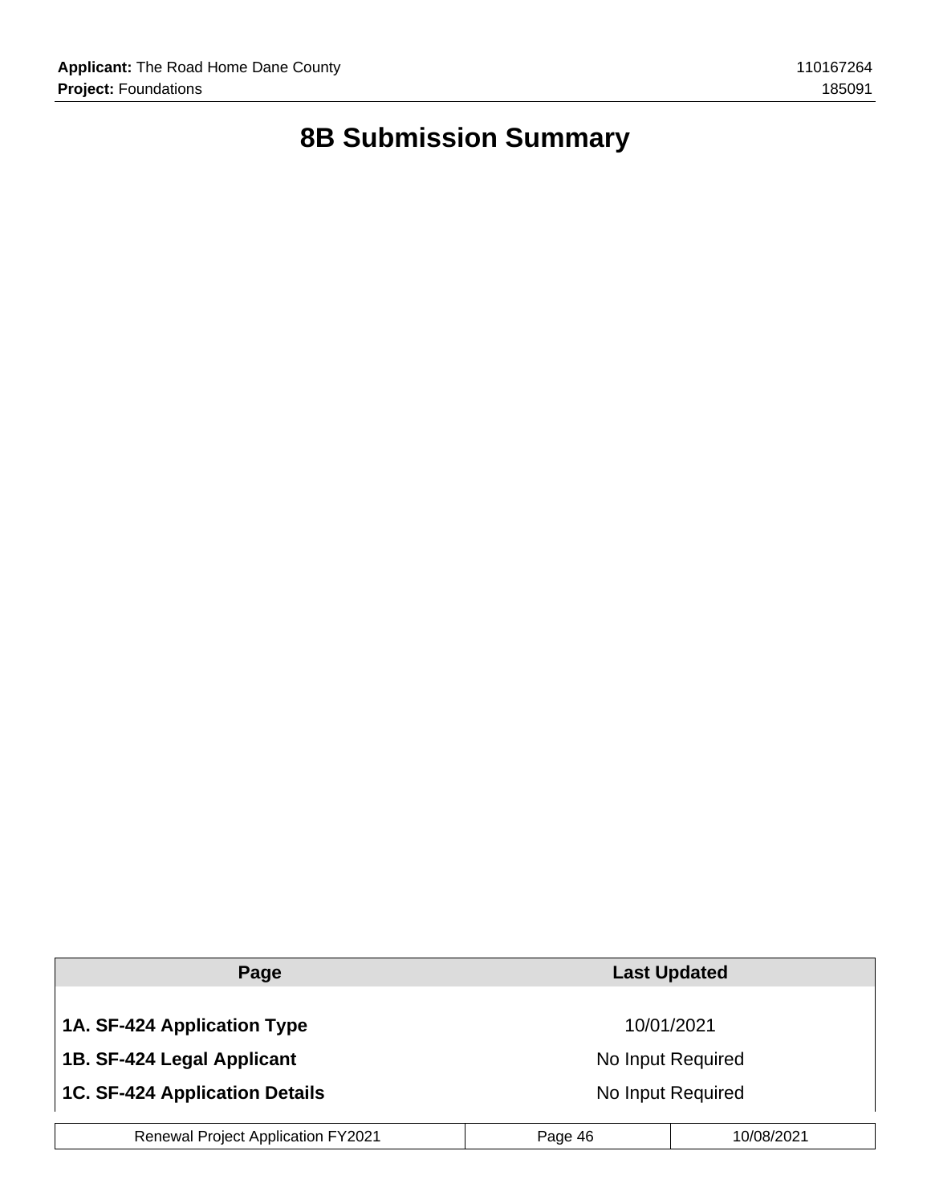# 8B Submission Summary

| Page | Last Updated |
|---|---|
| **1A. SF-424 Application Type** | 10/01/2021 |
| **1B. SF-424 Legal Applicant** | No Input Required |
| **1C. SF-424 Application Details** | No Input Required |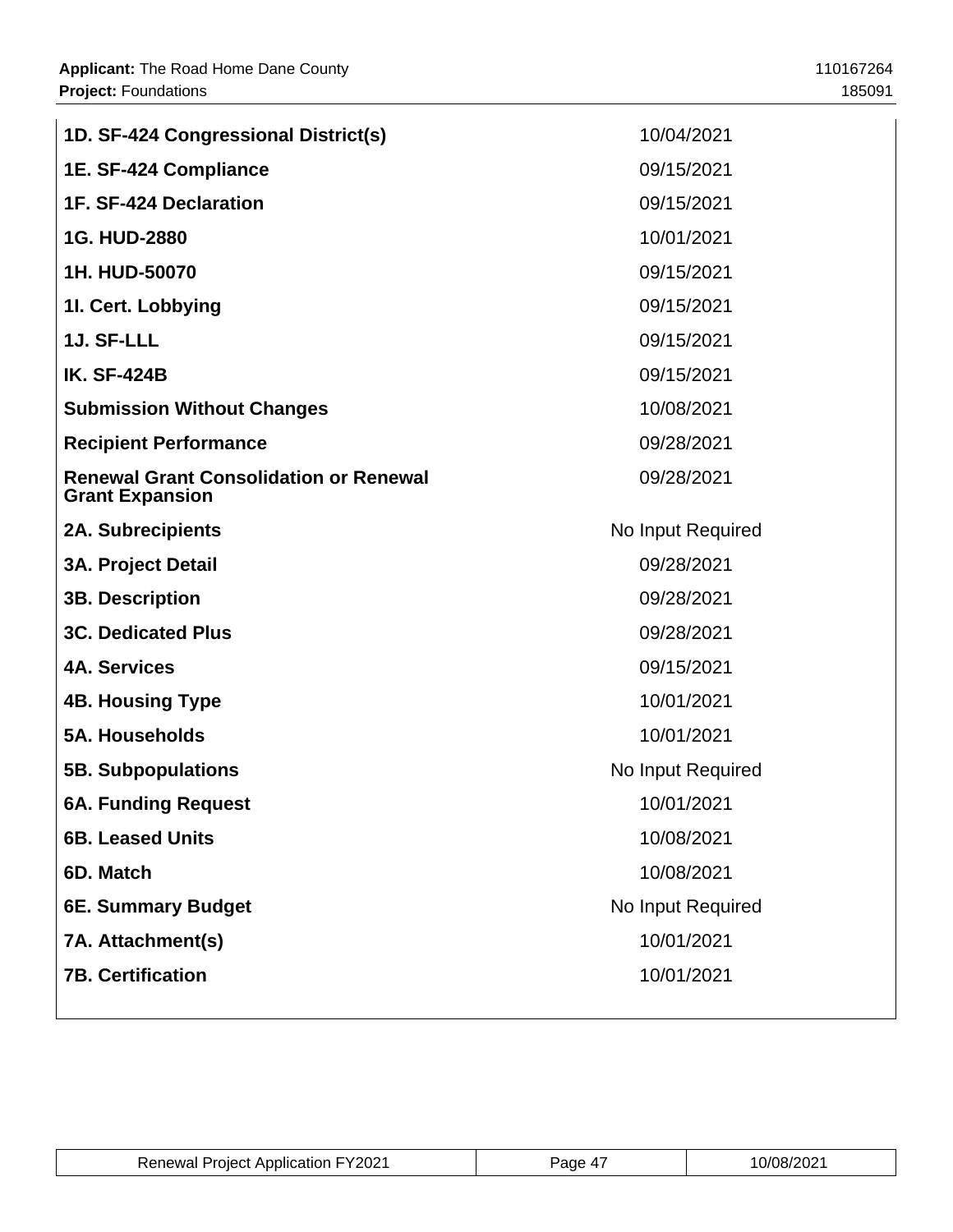| | |
|---|---|
| **1D. SF-424 Congressional District(s)** | 10/04/2021 |
| **1E. SF-424 Compliance** | 09/15/2021 |
| **1F. SF-424 Declaration** | 09/15/2021 |
| **1G. HUD-2880** | 10/01/2021 |
| **1H. HUD-50070** | 09/15/2021 |
| **1I. Cert. Lobbying** | 09/15/2021 |
| **1J. SF-LLL** | 09/15/2021 |
| **IK. SF-424B** | 09/15/2021 |
| **Submission Without Changes** | 10/08/2021 |
| **Recipient Performance** | 09/28/2021 |
| **Renewal Grant Consolidation or Renewal Grant Expansion** | 09/28/2021 |
| **2A. Subrecipients** | No Input Required |
| **3A. Project Detail** | 09/28/2021 |
| **3B. Description** | 09/28/2021 |
| **3C. Dedicated Plus** | 09/28/2021 |
| **4A. Services** | 09/15/2021 |
| **4B. Housing Type** | 10/01/2021 |
| **5A. Households** | 10/01/2021 |
| **5B. Subpopulations** | No Input Required |
| **6A. Funding Request** | 10/01/2021 |
| **6B. Leased Units** | 10/08/2021 |
| **6D. Match** | 10/08/2021 |
| **6E. Summary Budget** | No Input Required |
| **7A. Attachment(s)** | 10/01/2021 |
| **7B. Certification** | 10/01/2021 |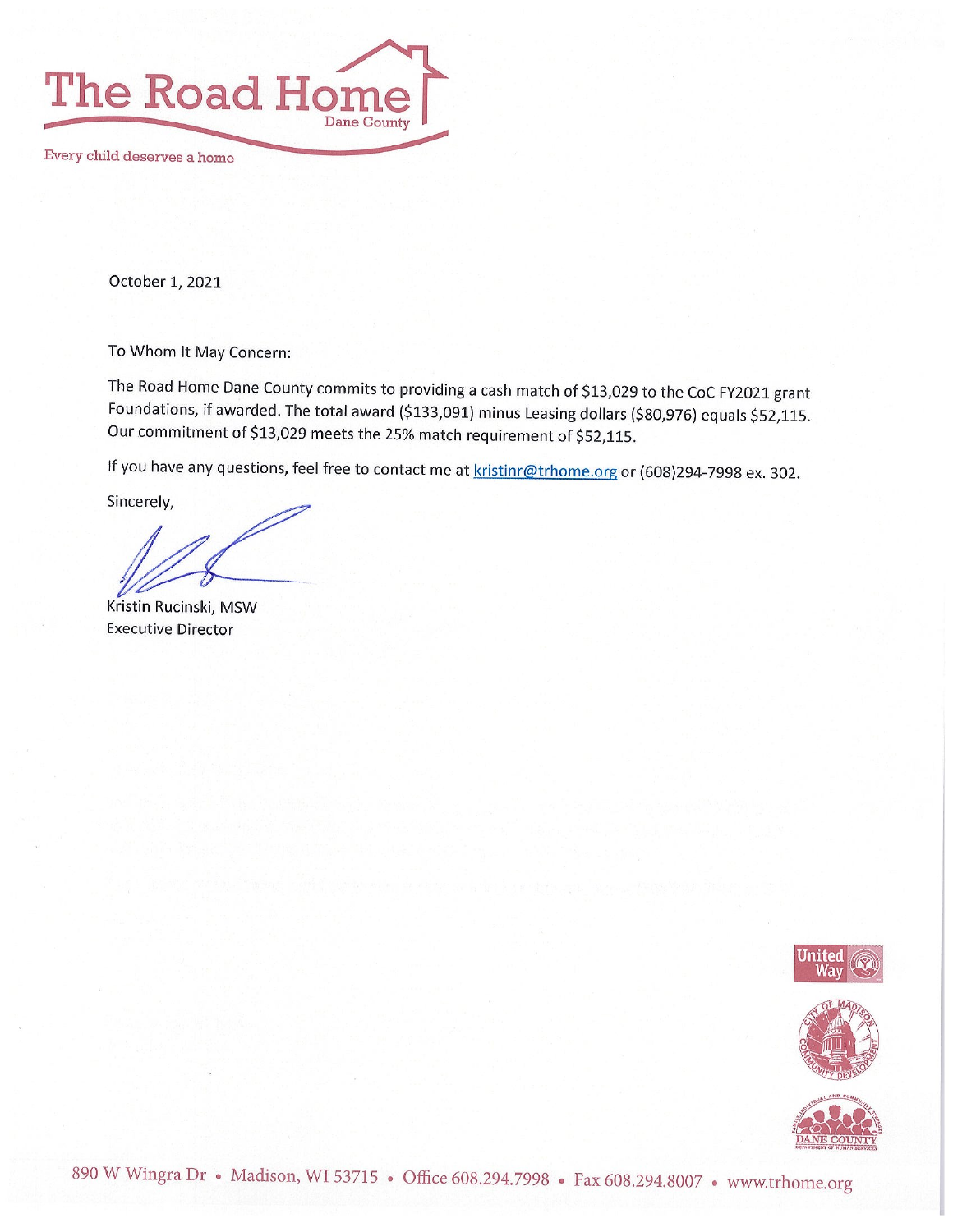# The Road Home

Dane County

Every child deserves a home

October 1, 2021

To Whom It May Concern:

The Road Home Dane County commits to providing a cash match of $13,029 to the CoC FY2021 grant Foundations, if awarded. The total award ($133,091) minus Leasing dollars ($80,976) equals $52,115. Our commitment of $13,029 meets the 25% match requirement of $52,115.

If you have any questions, feel free to contact me at kristinr@trhome.org or (608)294-7998 ex. 302.

Sincerely,

Kristin Rucinski, MSW
Executive Director

890 W Wingra Dr • Madison, WI 53715 • Office 608.294.7998 • Fax 608.294.8007 • www.trhome.org